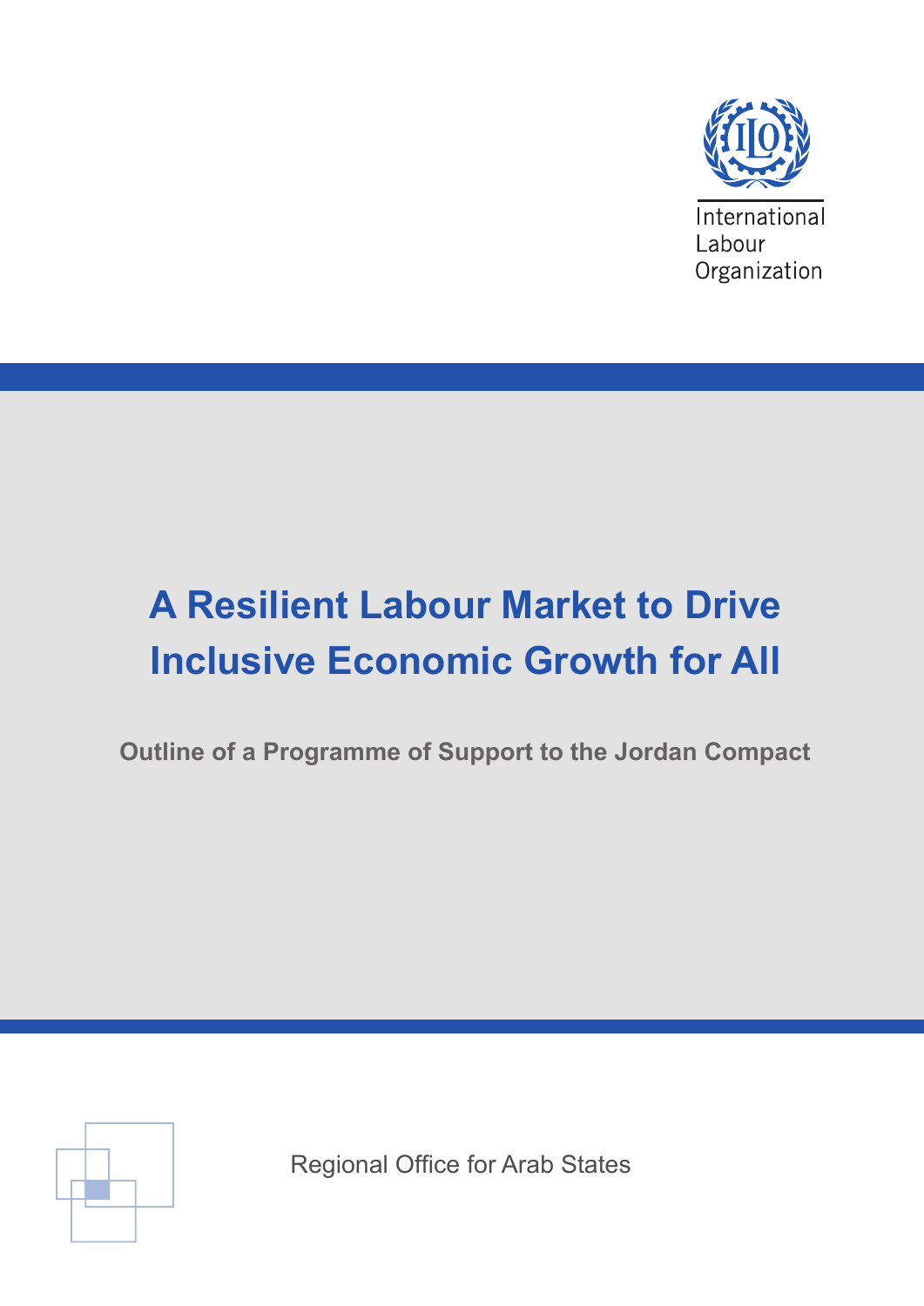International
Labour
Organization

# A Resilient Labour Market to Drive Inclusive Economic Growth for All

## Outline of a Programme of Support to the Jordan Compact

Regional Office for Arab States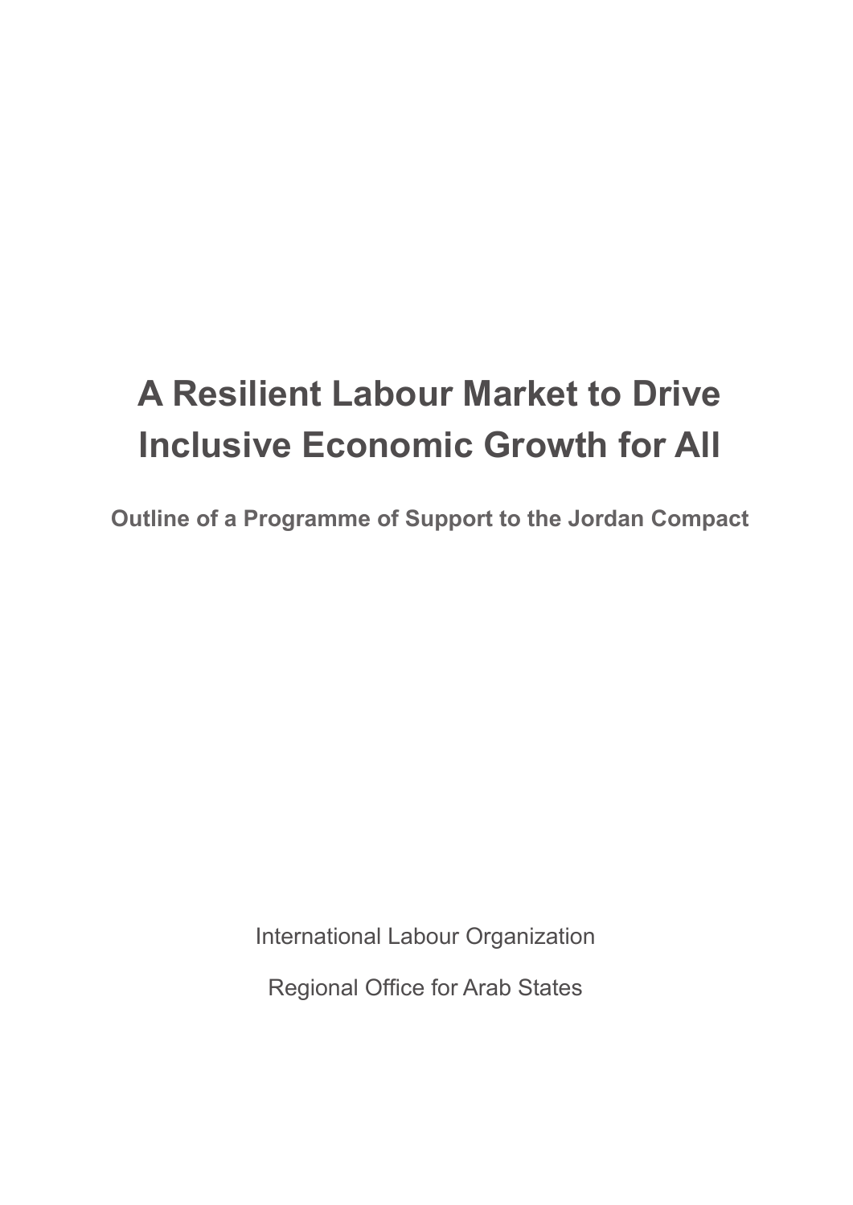# A Resilient Labour Market to Drive Inclusive Economic Growth for All

## Outline of a Programme of Support to the Jordan Compact

International Labour Organization

Regional Office for Arab States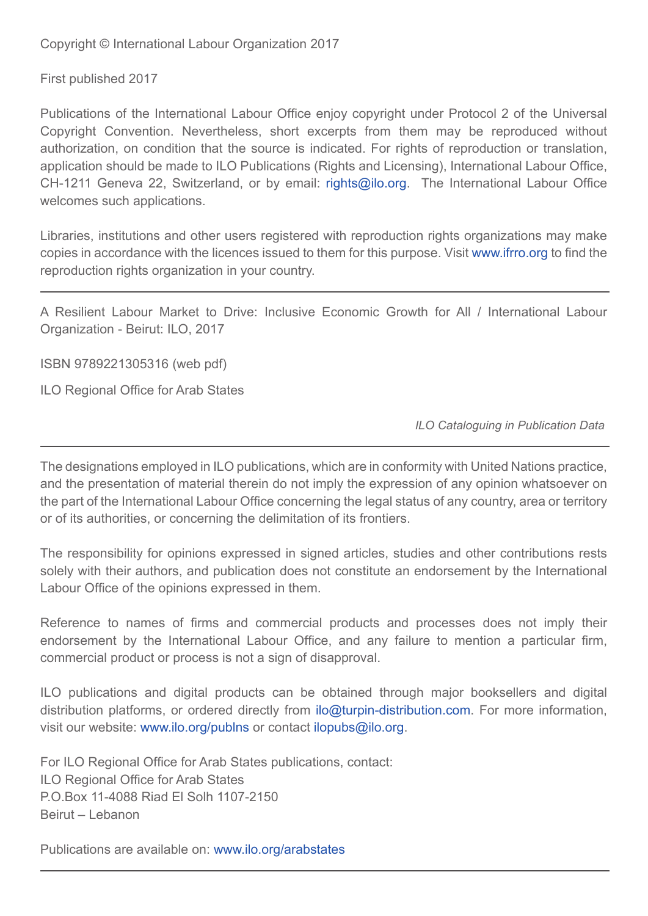Copyright © International Labour Organization 2017

First published 2017

Publications of the International Labour Office enjoy copyright under Protocol 2 of the Universal Copyright Convention. Nevertheless, short excerpts from them may be reproduced without authorization, on condition that the source is indicated. For rights of reproduction or translation, application should be made to ILO Publications (Rights and Licensing), International Labour Office, CH-1211 Geneva 22, Switzerland, or by email: rights@ilo.org. The International Labour Office welcomes such applications.

Libraries, institutions and other users registered with reproduction rights organizations may make copies in accordance with the licences issued to them for this purpose. Visit www.ifrro.org to find the reproduction rights organization in your country.

---

A Resilient Labour Market to Drive: Inclusive Economic Growth for All / International Labour Organization - Beirut: ILO, 2017

ISBN 9789221305316 (web pdf)

ILO Regional Office for Arab States

*ILO Cataloguing in Publication Data*

---

The designations employed in ILO publications, which are in conformity with United Nations practice, and the presentation of material therein do not imply the expression of any opinion whatsoever on the part of the International Labour Office concerning the legal status of any country, area or territory or of its authorities, or concerning the delimitation of its frontiers.

The responsibility for opinions expressed in signed articles, studies and other contributions rests solely with their authors, and publication does not constitute an endorsement by the International Labour Office of the opinions expressed in them.

Reference to names of firms and commercial products and processes does not imply their endorsement by the International Labour Office, and any failure to mention a particular firm, commercial product or process is not a sign of disapproval.

ILO publications and digital products can be obtained through major booksellers and digital distribution platforms, or ordered directly from ilo@turpin-distribution.com. For more information, visit our website: www.ilo.org/publns or contact ilopubs@ilo.org.

For ILO Regional Office for Arab States publications, contact:
ILO Regional Office for Arab States
P.O.Box 11-4088 Riad El Solh 1107-2150
Beirut – Lebanon

Publications are available on: www.ilo.org/arabstates

---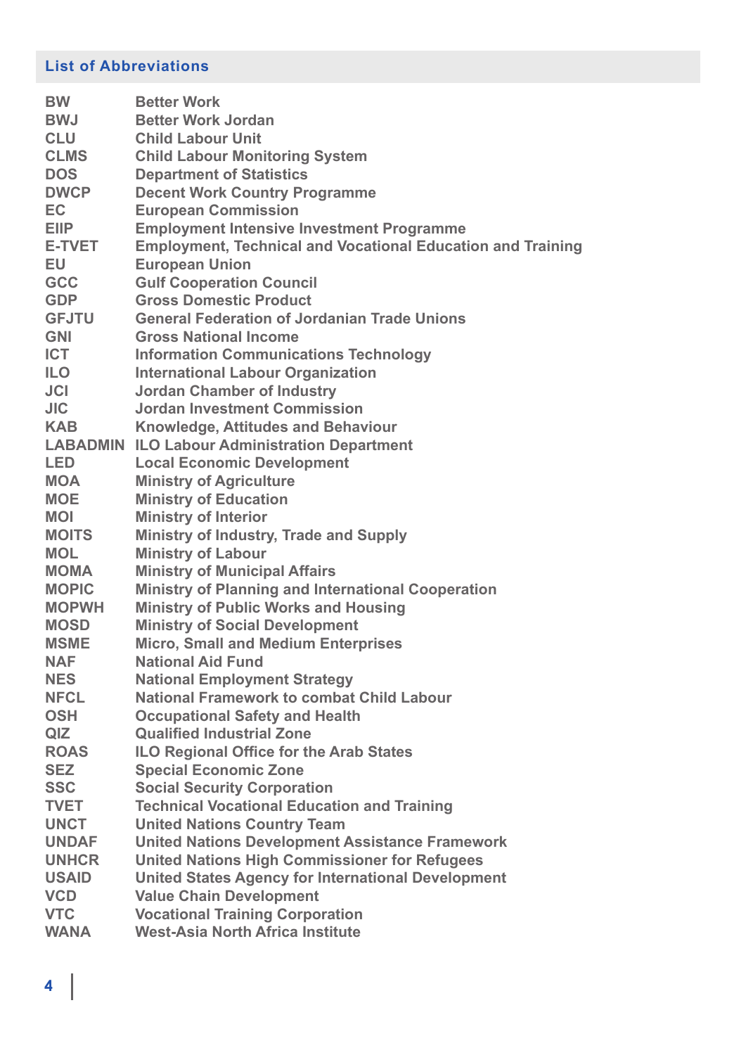## List of Abbreviations

| | |
|---|---|
| BW | Better Work |
| BWJ | Better Work Jordan |
| CLU | Child Labour Unit |
| CLMS | Child Labour Monitoring System |
| DOS | Department of Statistics |
| DWCP | Decent Work Country Programme |
| EC | European Commission |
| EIIP | Employment Intensive Investment Programme |
| E-TVET | Employment, Technical and Vocational Education and Training |
| EU | European Union |
| GCC | Gulf Cooperation Council |
| GDP | Gross Domestic Product |
| GFJTU | General Federation of Jordanian Trade Unions |
| GNI | Gross National Income |
| ICT | Information Communications Technology |
| ILO | International Labour Organization |
| JCI | Jordan Chamber of Industry |
| JIC | Jordan Investment Commission |
| KAB | Knowledge, Attitudes and Behaviour |
| LABADMIN | ILO Labour Administration Department |
| LED | Local Economic Development |
| MOA | Ministry of Agriculture |
| MOE | Ministry of Education |
| MOI | Ministry of Interior |
| MOITS | Ministry of Industry, Trade and Supply |
| MOL | Ministry of Labour |
| MOMA | Ministry of Municipal Affairs |
| MOPIC | Ministry of Planning and International Cooperation |
| MOPWH | Ministry of Public Works and Housing |
| MOSD | Ministry of Social Development |
| MSME | Micro, Small and Medium Enterprises |
| NAF | National Aid Fund |
| NES | National Employment Strategy |
| NFCL | National Framework to combat Child Labour |
| OSH | Occupational Safety and Health |
| QIZ | Qualified Industrial Zone |
| ROAS | ILO Regional Office for the Arab States |
| SEZ | Special Economic Zone |
| SSC | Social Security Corporation |
| TVET | Technical Vocational Education and Training |
| UNCT | United Nations Country Team |
| UNDAF | United Nations Development Assistance Framework |
| UNHCR | United Nations High Commissioner for Refugees |
| USAID | United States Agency for International Development |
| VCD | Value Chain Development |
| VTC | Vocational Training Corporation |
| WANA | West-Asia North Africa Institute |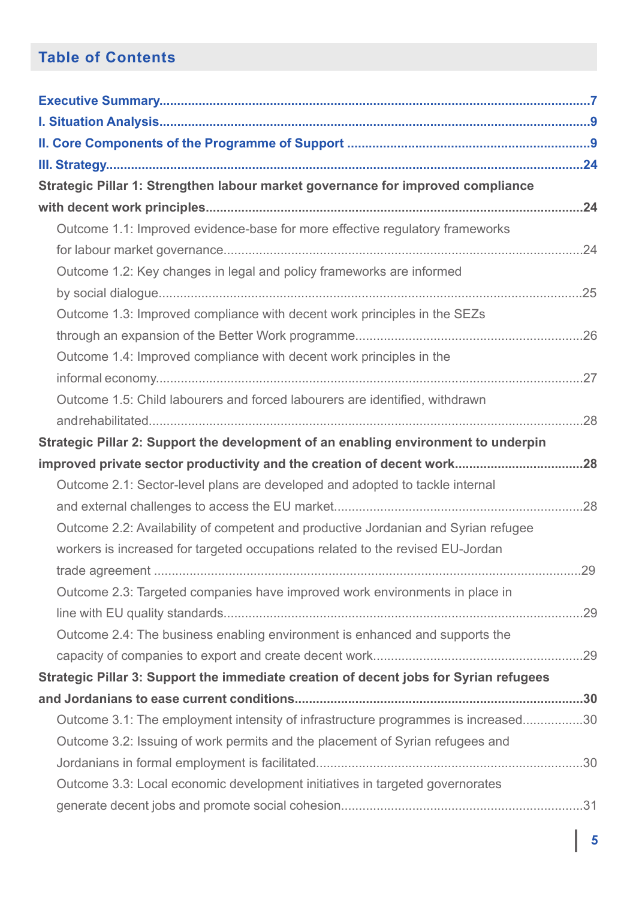## Table of Contents

**Executive Summary** ... 7

**I. Situation Analysis** ... 9

**II. Core Components of the Programme of Support** ... 9

**III. Strategy** ... 24

**Strategic Pillar 1: Strengthen labour market governance for improved compliance with decent work principles** ... 24

- Outcome 1.1: Improved evidence-base for more effective regulatory frameworks for labour market governance ... 24
- Outcome 1.2: Key changes in legal and policy frameworks are informed by social dialogue ... 25
- Outcome 1.3: Improved compliance with decent work principles in the SEZs through an expansion of the Better Work programme ... 26
- Outcome 1.4: Improved compliance with decent work principles in the informal economy ... 27
- Outcome 1.5: Child labourers and forced labourers are identified, withdrawn and rehabilitated ... 28

**Strategic Pillar 2: Support the development of an enabling environment to underpin improved private sector productivity and the creation of decent work** ... 28

- Outcome 2.1: Sector-level plans are developed and adopted to tackle internal and external challenges to access the EU market ... 28
- Outcome 2.2: Availability of competent and productive Jordanian and Syrian refugee workers is increased for targeted occupations related to the revised EU-Jordan trade agreement ... 29
- Outcome 2.3: Targeted companies have improved work environments in place in line with EU quality standards ... 29
- Outcome 2.4: The business enabling environment is enhanced and supports the capacity of companies to export and create decent work ... 29

**Strategic Pillar 3: Support the immediate creation of decent jobs for Syrian refugees and Jordanians to ease current conditions** ... 30

- Outcome 3.1: The employment intensity of infrastructure programmes is increased ... 30
- Outcome 3.2: Issuing of work permits and the placement of Syrian refugees and Jordanians in formal employment is facilitated ... 30
- Outcome 3.3: Local economic development initiatives in targeted governorates generate decent jobs and promote social cohesion ... 31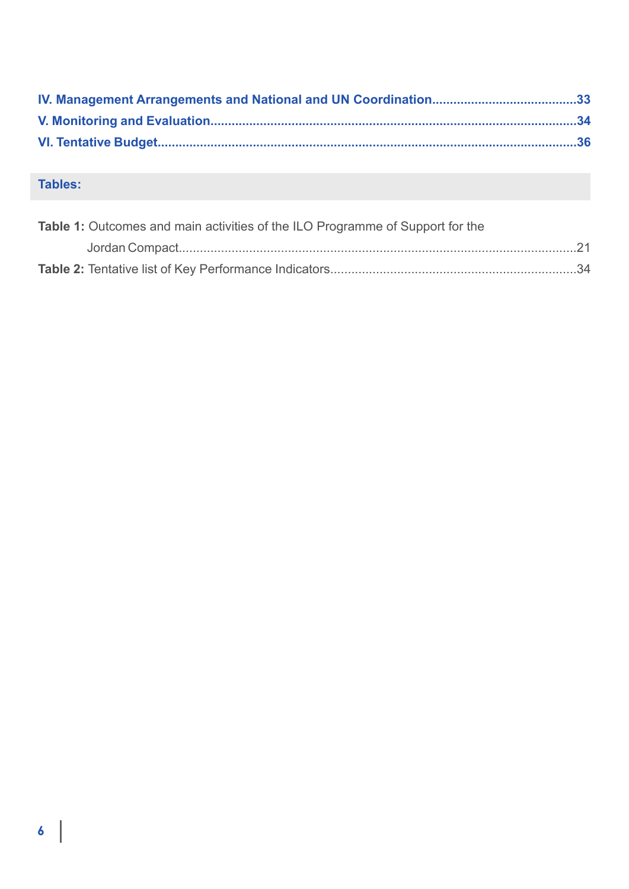**IV. Management Arrangements and National and UN Coordination.........................................33**

**V. Monitoring and Evaluation........................................................................................................34**

**VI. Tentative Budget......................................................................................................................36**

**Tables:**

**Table 1:** Outcomes and main activities of the ILO Programme of Support for the Jordan Compact..................................................................................................................21

**Table 2:** Tentative list of Key Performance Indicators.....................................................................34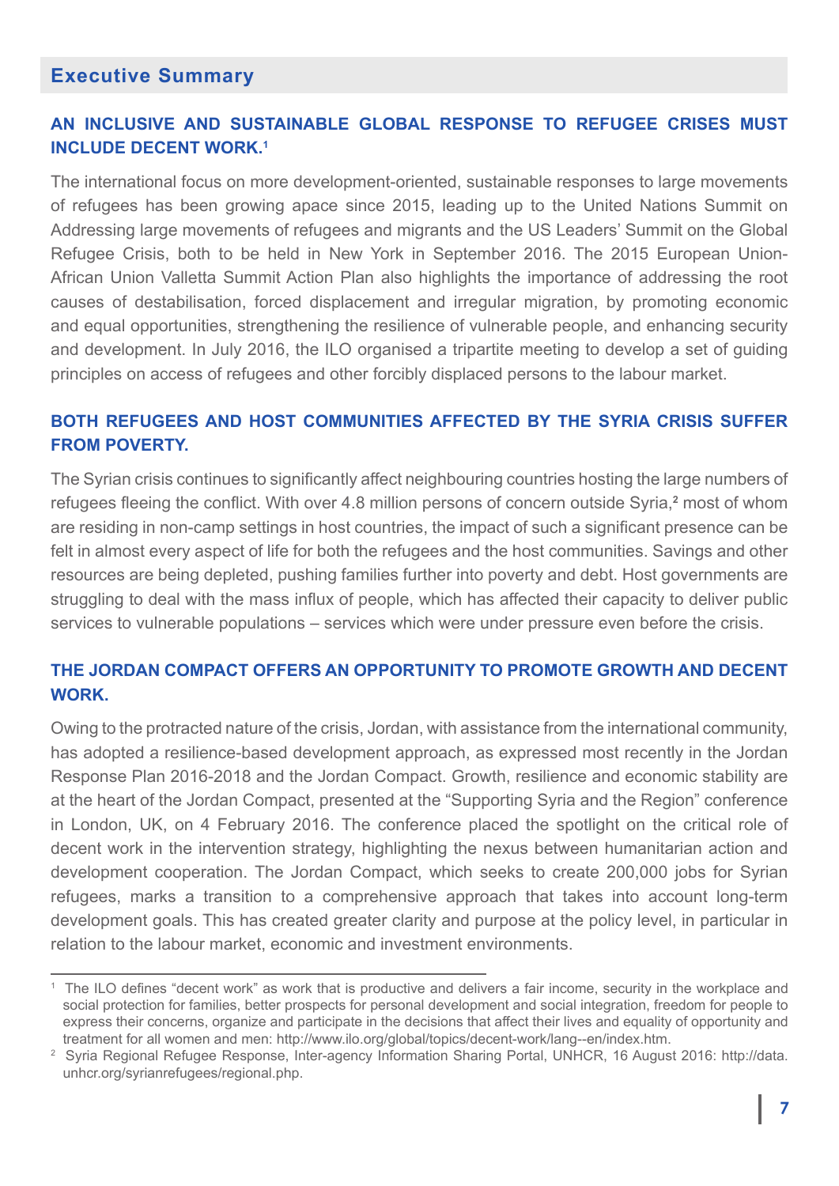## Executive Summary

### AN INCLUSIVE AND SUSTAINABLE GLOBAL RESPONSE TO REFUGEE CRISES MUST INCLUDE DECENT WORK.[1]

The international focus on more development-oriented, sustainable responses to large movements of refugees has been growing apace since 2015, leading up to the United Nations Summit on Addressing large movements of refugees and migrants and the US Leaders' Summit on the Global Refugee Crisis, both to be held in New York in September 2016. The 2015 European Union-African Union Valletta Summit Action Plan also highlights the importance of addressing the root causes of destabilisation, forced displacement and irregular migration, by promoting economic and equal opportunities, strengthening the resilience of vulnerable people, and enhancing security and development. In July 2016, the ILO organised a tripartite meeting to develop a set of guiding principles on access of refugees and other forcibly displaced persons to the labour market.

### BOTH REFUGEES AND HOST COMMUNITIES AFFECTED BY THE SYRIA CRISIS SUFFER FROM POVERTY.

The Syrian crisis continues to significantly affect neighbouring countries hosting the large numbers of refugees fleeing the conflict. With over 4.8 million persons of concern outside Syria,[2] most of whom are residing in non-camp settings in host countries, the impact of such a significant presence can be felt in almost every aspect of life for both the refugees and the host communities. Savings and other resources are being depleted, pushing families further into poverty and debt. Host governments are struggling to deal with the mass influx of people, which has affected their capacity to deliver public services to vulnerable populations – services which were under pressure even before the crisis.

### THE JORDAN COMPACT OFFERS AN OPPORTUNITY TO PROMOTE GROWTH AND DECENT WORK.

Owing to the protracted nature of the crisis, Jordan, with assistance from the international community, has adopted a resilience-based development approach, as expressed most recently in the Jordan Response Plan 2016-2018 and the Jordan Compact. Growth, resilience and economic stability are at the heart of the Jordan Compact, presented at the "Supporting Syria and the Region" conference in London, UK, on 4 February 2016. The conference placed the spotlight on the critical role of decent work in the intervention strategy, highlighting the nexus between humanitarian action and development cooperation. The Jordan Compact, which seeks to create 200,000 jobs for Syrian refugees, marks a transition to a comprehensive approach that takes into account long-term development goals. This has created greater clarity and purpose at the policy level, in particular in relation to the labour market, economic and investment environments.

---

[1] The ILO defines "decent work" as work that is productive and delivers a fair income, security in the workplace and social protection for families, better prospects for personal development and social integration, freedom for people to express their concerns, organize and participate in the decisions that affect their lives and equality of opportunity and treatment for all women and men: http://www.ilo.org/global/topics/decent-work/lang--en/index.htm.

[2] Syria Regional Refugee Response, Inter-agency Information Sharing Portal, UNHCR, 16 August 2016: http://data.unhcr.org/syrianrefugees/regional.php.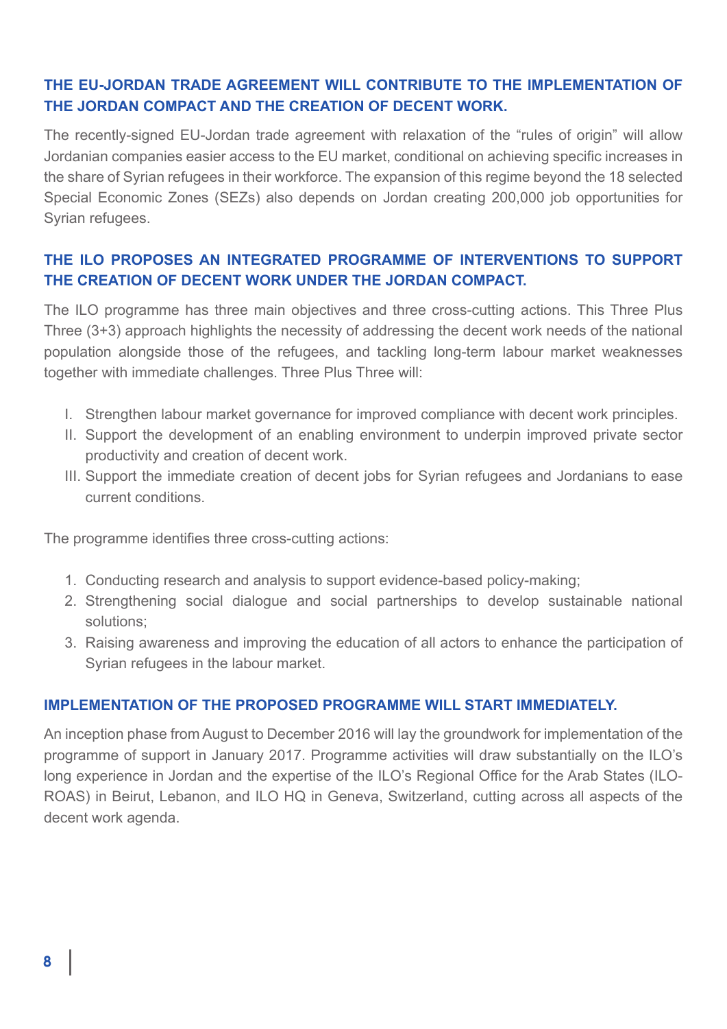### THE EU-JORDAN TRADE AGREEMENT WILL CONTRIBUTE TO THE IMPLEMENTATION OF THE JORDAN COMPACT AND THE CREATION OF DECENT WORK.

The recently-signed EU-Jordan trade agreement with relaxation of the "rules of origin" will allow Jordanian companies easier access to the EU market, conditional on achieving specific increases in the share of Syrian refugees in their workforce. The expansion of this regime beyond the 18 selected Special Economic Zones (SEZs) also depends on Jordan creating 200,000 job opportunities for Syrian refugees.

### THE ILO PROPOSES AN INTEGRATED PROGRAMME OF INTERVENTIONS TO SUPPORT THE CREATION OF DECENT WORK UNDER THE JORDAN COMPACT.

The ILO programme has three main objectives and three cross-cutting actions. This Three Plus Three (3+3) approach highlights the necessity of addressing the decent work needs of the national population alongside those of the refugees, and tackling long-term labour market weaknesses together with immediate challenges. Three Plus Three will:

- I. Strengthen labour market governance for improved compliance with decent work principles.
- II. Support the development of an enabling environment to underpin improved private sector productivity and creation of decent work.
- III. Support the immediate creation of decent jobs for Syrian refugees and Jordanians to ease current conditions.

The programme identifies three cross-cutting actions:

1. Conducting research and analysis to support evidence-based policy-making;
2. Strengthening social dialogue and social partnerships to develop sustainable national solutions;
3. Raising awareness and improving the education of all actors to enhance the participation of Syrian refugees in the labour market.

### IMPLEMENTATION OF THE PROPOSED PROGRAMME WILL START IMMEDIATELY.

An inception phase from August to December 2016 will lay the groundwork for implementation of the programme of support in January 2017. Programme activities will draw substantially on the ILO's long experience in Jordan and the expertise of the ILO's Regional Office for the Arab States (ILO-ROAS) in Beirut, Lebanon, and ILO HQ in Geneva, Switzerland, cutting across all aspects of the decent work agenda.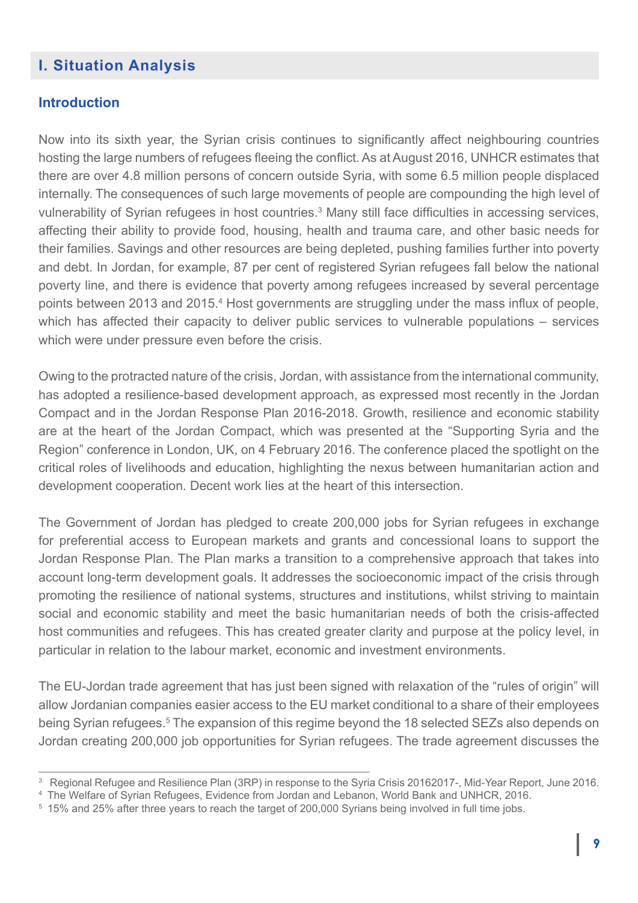## I. Situation Analysis

### Introduction

Now into its sixth year, the Syrian crisis continues to significantly affect neighbouring countries hosting the large numbers of refugees fleeing the conflict. As at August 2016, UNHCR estimates that there are over 4.8 million persons of concern outside Syria, with some 6.5 million people displaced internally. The consequences of such large movements of people are compounding the high level of vulnerability of Syrian refugees in host countries.[3] Many still face difficulties in accessing services, affecting their ability to provide food, housing, health and trauma care, and other basic needs for their families. Savings and other resources are being depleted, pushing families further into poverty and debt. In Jordan, for example, 87 per cent of registered Syrian refugees fall below the national poverty line, and there is evidence that poverty among refugees increased by several percentage points between 2013 and 2015.[4] Host governments are struggling under the mass influx of people, which has affected their capacity to deliver public services to vulnerable populations – services which were under pressure even before the crisis.

Owing to the protracted nature of the crisis, Jordan, with assistance from the international community, has adopted a resilience-based development approach, as expressed most recently in the Jordan Compact and in the Jordan Response Plan 2016-2018. Growth, resilience and economic stability are at the heart of the Jordan Compact, which was presented at the "Supporting Syria and the Region" conference in London, UK, on 4 February 2016. The conference placed the spotlight on the critical roles of livelihoods and education, highlighting the nexus between humanitarian action and development cooperation. Decent work lies at the heart of this intersection.

The Government of Jordan has pledged to create 200,000 jobs for Syrian refugees in exchange for preferential access to European markets and grants and concessional loans to support the Jordan Response Plan. The Plan marks a transition to a comprehensive approach that takes into account long-term development goals. It addresses the socioeconomic impact of the crisis through promoting the resilience of national systems, structures and institutions, whilst striving to maintain social and economic stability and meet the basic humanitarian needs of both the crisis-affected host communities and refugees. This has created greater clarity and purpose at the policy level, in particular in relation to the labour market, economic and investment environments.

The EU-Jordan trade agreement that has just been signed with relaxation of the "rules of origin" will allow Jordanian companies easier access to the EU market conditional to a share of their employees being Syrian refugees.[5] The expansion of this regime beyond the 18 selected SEZs also depends on Jordan creating 200,000 job opportunities for Syrian refugees. The trade agreement discusses the

---

[3] Regional Refugee and Resilience Plan (3RP) in response to the Syria Crisis 20162017-, Mid-Year Report, June 2016.

[4] The Welfare of Syrian Refugees, Evidence from Jordan and Lebanon, World Bank and UNHCR, 2016.

[5] 15% and 25% after three years to reach the target of 200,000 Syrians being involved in full time jobs.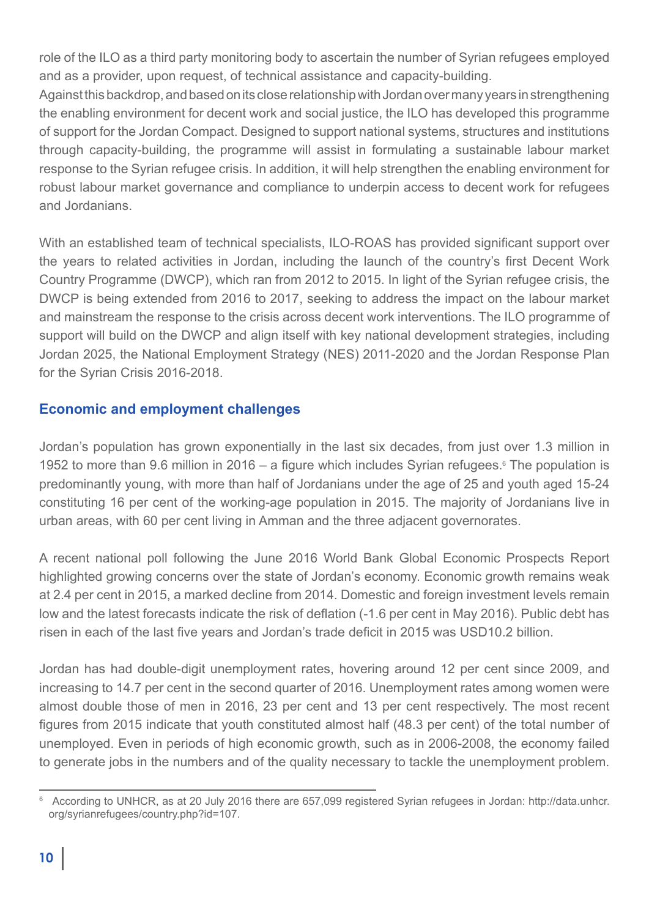role of the ILO as a third party monitoring body to ascertain the number of Syrian refugees employed and as a provider, upon request, of technical assistance and capacity-building.
Against this backdrop, and based on its close relationship with Jordan over many years in strengthening the enabling environment for decent work and social justice, the ILO has developed this programme of support for the Jordan Compact. Designed to support national systems, structures and institutions through capacity-building, the programme will assist in formulating a sustainable labour market response to the Syrian refugee crisis. In addition, it will help strengthen the enabling environment for robust labour market governance and compliance to underpin access to decent work for refugees and Jordanians.

With an established team of technical specialists, ILO-ROAS has provided significant support over the years to related activities in Jordan, including the launch of the country's first Decent Work Country Programme (DWCP), which ran from 2012 to 2015. In light of the Syrian refugee crisis, the DWCP is being extended from 2016 to 2017, seeking to address the impact on the labour market and mainstream the response to the crisis across decent work interventions. The ILO programme of support will build on the DWCP and align itself with key national development strategies, including Jordan 2025, the National Employment Strategy (NES) 2011-2020 and the Jordan Response Plan for the Syrian Crisis 2016-2018.

## Economic and employment challenges

Jordan's population has grown exponentially in the last six decades, from just over 1.3 million in 1952 to more than 9.6 million in 2016 – a figure which includes Syrian refugees.[6] The population is predominantly young, with more than half of Jordanians under the age of 25 and youth aged 15-24 constituting 16 per cent of the working-age population in 2015. The majority of Jordanians live in urban areas, with 60 per cent living in Amman and the three adjacent governorates.

A recent national poll following the June 2016 World Bank Global Economic Prospects Report highlighted growing concerns over the state of Jordan's economy. Economic growth remains weak at 2.4 per cent in 2015, a marked decline from 2014. Domestic and foreign investment levels remain low and the latest forecasts indicate the risk of deflation (-1.6 per cent in May 2016). Public debt has risen in each of the last five years and Jordan's trade deficit in 2015 was USD10.2 billion.

Jordan has had double-digit unemployment rates, hovering around 12 per cent since 2009, and increasing to 14.7 per cent in the second quarter of 2016. Unemployment rates among women were almost double those of men in 2016, 23 per cent and 13 per cent respectively. The most recent figures from 2015 indicate that youth constituted almost half (48.3 per cent) of the total number of unemployed. Even in periods of high economic growth, such as in 2006-2008, the economy failed to generate jobs in the numbers and of the quality necessary to tackle the unemployment problem.

---

[6] According to UNHCR, as at 20 July 2016 there are 657,099 registered Syrian refugees in Jordan: http://data.unhcr.org/syrianrefugees/country.php?id=107.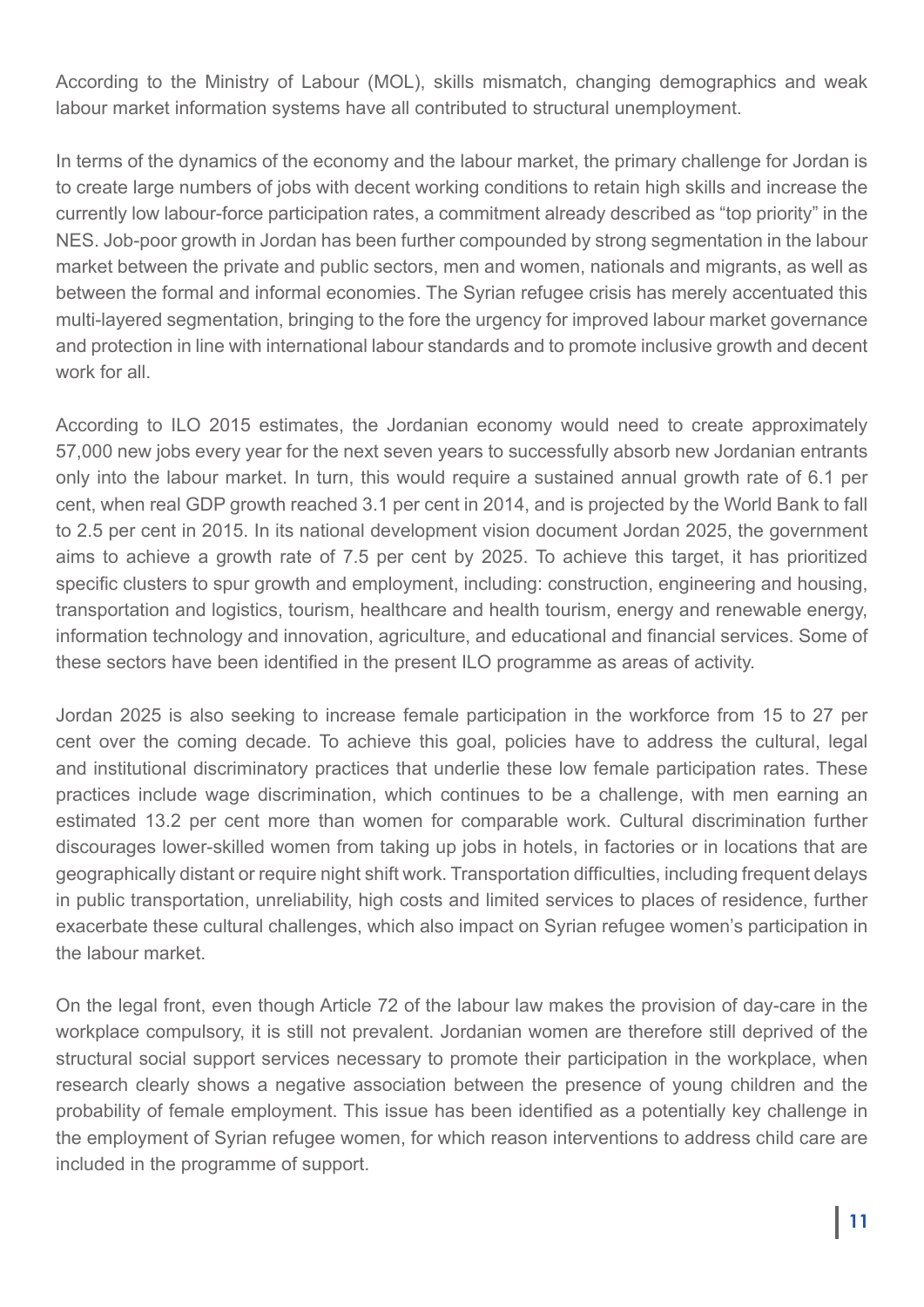According to the Ministry of Labour (MOL), skills mismatch, changing demographics and weak labour market information systems have all contributed to structural unemployment.

In terms of the dynamics of the economy and the labour market, the primary challenge for Jordan is to create large numbers of jobs with decent working conditions to retain high skills and increase the currently low labour-force participation rates, a commitment already described as “top priority” in the NES. Job-poor growth in Jordan has been further compounded by strong segmentation in the labour market between the private and public sectors, men and women, nationals and migrants, as well as between the formal and informal economies. The Syrian refugee crisis has merely accentuated this multi-layered segmentation, bringing to the fore the urgency for improved labour market governance and protection in line with international labour standards and to promote inclusive growth and decent work for all.

According to ILO 2015 estimates, the Jordanian economy would need to create approximately 57,000 new jobs every year for the next seven years to successfully absorb new Jordanian entrants only into the labour market. In turn, this would require a sustained annual growth rate of 6.1 per cent, when real GDP growth reached 3.1 per cent in 2014, and is projected by the World Bank to fall to 2.5 per cent in 2015. In its national development vision document Jordan 2025, the government aims to achieve a growth rate of 7.5 per cent by 2025. To achieve this target, it has prioritized specific clusters to spur growth and employment, including: construction, engineering and housing, transportation and logistics, tourism, healthcare and health tourism, energy and renewable energy, information technology and innovation, agriculture, and educational and financial services. Some of these sectors have been identified in the present ILO programme as areas of activity.

Jordan 2025 is also seeking to increase female participation in the workforce from 15 to 27 per cent over the coming decade. To achieve this goal, policies have to address the cultural, legal and institutional discriminatory practices that underlie these low female participation rates. These practices include wage discrimination, which continues to be a challenge, with men earning an estimated 13.2 per cent more than women for comparable work. Cultural discrimination further discourages lower-skilled women from taking up jobs in hotels, in factories or in locations that are geographically distant or require night shift work. Transportation difficulties, including frequent delays in public transportation, unreliability, high costs and limited services to places of residence, further exacerbate these cultural challenges, which also impact on Syrian refugee women’s participation in the labour market.

On the legal front, even though Article 72 of the labour law makes the provision of day-care in the workplace compulsory, it is still not prevalent. Jordanian women are therefore still deprived of the structural social support services necessary to promote their participation in the workplace, when research clearly shows a negative association between the presence of young children and the probability of female employment. This issue has been identified as a potentially key challenge in the employment of Syrian refugee women, for which reason interventions to address child care are included in the programme of support.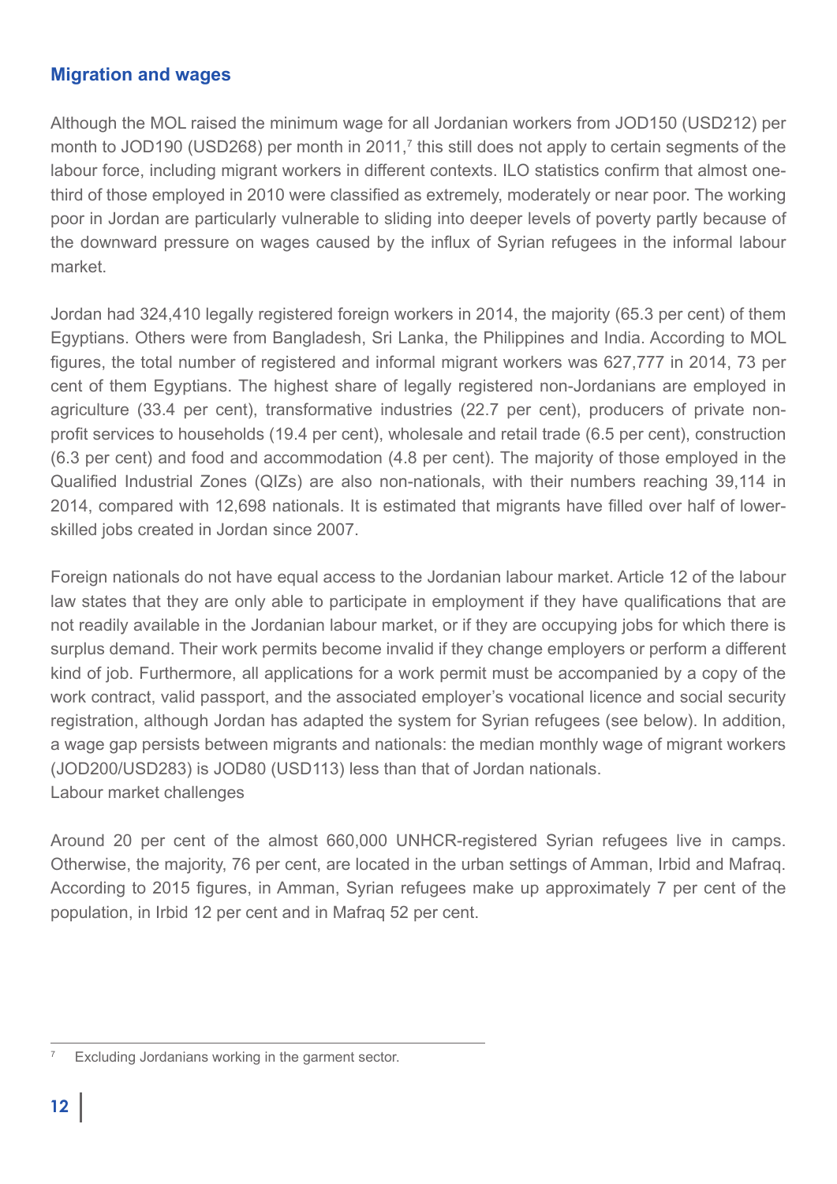## Migration and wages

Although the MOL raised the minimum wage for all Jordanian workers from JOD150 (USD212) per month to JOD190 (USD268) per month in 2011,[7] this still does not apply to certain segments of the labour force, including migrant workers in different contexts. ILO statistics confirm that almost one-third of those employed in 2010 were classified as extremely, moderately or near poor. The working poor in Jordan are particularly vulnerable to sliding into deeper levels of poverty partly because of the downward pressure on wages caused by the influx of Syrian refugees in the informal labour market.

Jordan had 324,410 legally registered foreign workers in 2014, the majority (65.3 per cent) of them Egyptians. Others were from Bangladesh, Sri Lanka, the Philippines and India. According to MOL figures, the total number of registered and informal migrant workers was 627,777 in 2014, 73 per cent of them Egyptians. The highest share of legally registered non-Jordanians are employed in agriculture (33.4 per cent), transformative industries (22.7 per cent), producers of private non-profit services to households (19.4 per cent), wholesale and retail trade (6.5 per cent), construction (6.3 per cent) and food and accommodation (4.8 per cent). The majority of those employed in the Qualified Industrial Zones (QIZs) are also non-nationals, with their numbers reaching 39,114 in 2014, compared with 12,698 nationals. It is estimated that migrants have filled over half of lower-skilled jobs created in Jordan since 2007.

Foreign nationals do not have equal access to the Jordanian labour market. Article 12 of the labour law states that they are only able to participate in employment if they have qualifications that are not readily available in the Jordanian labour market, or if they are occupying jobs for which there is surplus demand. Their work permits become invalid if they change employers or perform a different kind of job. Furthermore, all applications for a work permit must be accompanied by a copy of the work contract, valid passport, and the associated employer's vocational licence and social security registration, although Jordan has adapted the system for Syrian refugees (see below). In addition, a wage gap persists between migrants and nationals: the median monthly wage of migrant workers (JOD200/USD283) is JOD80 (USD113) less than that of Jordan nationals.

Labour market challenges

Around 20 per cent of the almost 660,000 UNHCR-registered Syrian refugees live in camps. Otherwise, the majority, 76 per cent, are located in the urban settings of Amman, Irbid and Mafraq. According to 2015 figures, in Amman, Syrian refugees make up approximately 7 per cent of the population, in Irbid 12 per cent and in Mafraq 52 per cent.

---

[7] Excluding Jordanians working in the garment sector.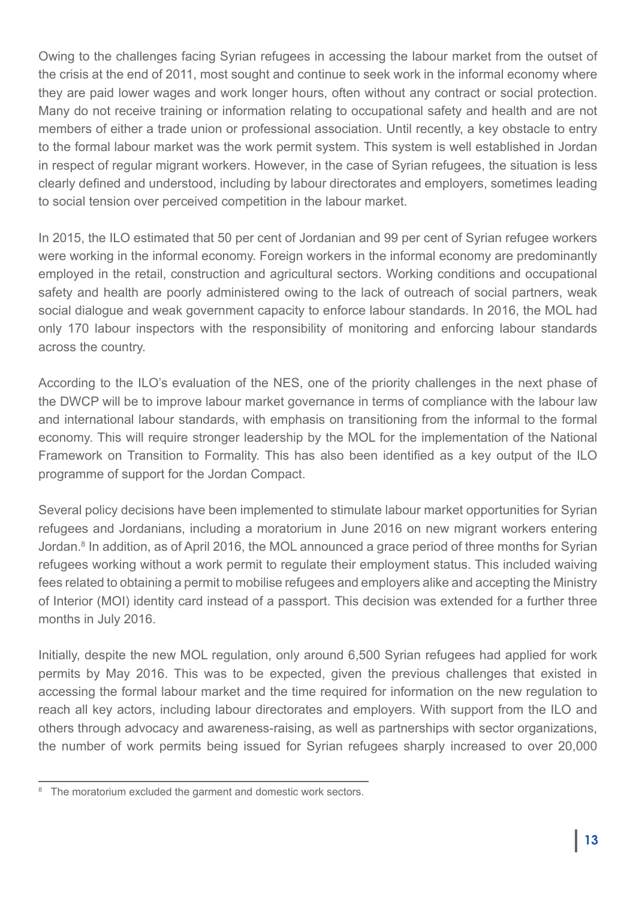Owing to the challenges facing Syrian refugees in accessing the labour market from the outset of the crisis at the end of 2011, most sought and continue to seek work in the informal economy where they are paid lower wages and work longer hours, often without any contract or social protection. Many do not receive training or information relating to occupational safety and health and are not members of either a trade union or professional association. Until recently, a key obstacle to entry to the formal labour market was the work permit system. This system is well established in Jordan in respect of regular migrant workers. However, in the case of Syrian refugees, the situation is less clearly defined and understood, including by labour directorates and employers, sometimes leading to social tension over perceived competition in the labour market.

In 2015, the ILO estimated that 50 per cent of Jordanian and 99 per cent of Syrian refugee workers were working in the informal economy. Foreign workers in the informal economy are predominantly employed in the retail, construction and agricultural sectors. Working conditions and occupational safety and health are poorly administered owing to the lack of outreach of social partners, weak social dialogue and weak government capacity to enforce labour standards. In 2016, the MOL had only 170 labour inspectors with the responsibility of monitoring and enforcing labour standards across the country.

According to the ILO's evaluation of the NES, one of the priority challenges in the next phase of the DWCP will be to improve labour market governance in terms of compliance with the labour law and international labour standards, with emphasis on transitioning from the informal to the formal economy. This will require stronger leadership by the MOL for the implementation of the National Framework on Transition to Formality. This has also been identified as a key output of the ILO programme of support for the Jordan Compact.

Several policy decisions have been implemented to stimulate labour market opportunities for Syrian refugees and Jordanians, including a moratorium in June 2016 on new migrant workers entering Jordan.[8] In addition, as of April 2016, the MOL announced a grace period of three months for Syrian refugees working without a work permit to regulate their employment status. This included waiving fees related to obtaining a permit to mobilise refugees and employers alike and accepting the Ministry of Interior (MOI) identity card instead of a passport. This decision was extended for a further three months in July 2016.

Initially, despite the new MOL regulation, only around 6,500 Syrian refugees had applied for work permits by May 2016. This was to be expected, given the previous challenges that existed in accessing the formal labour market and the time required for information on the new regulation to reach all key actors, including labour directorates and employers. With support from the ILO and others through advocacy and awareness-raising, as well as partnerships with sector organizations, the number of work permits being issued for Syrian refugees sharply increased to over 20,000

[8] The moratorium excluded the garment and domestic work sectors.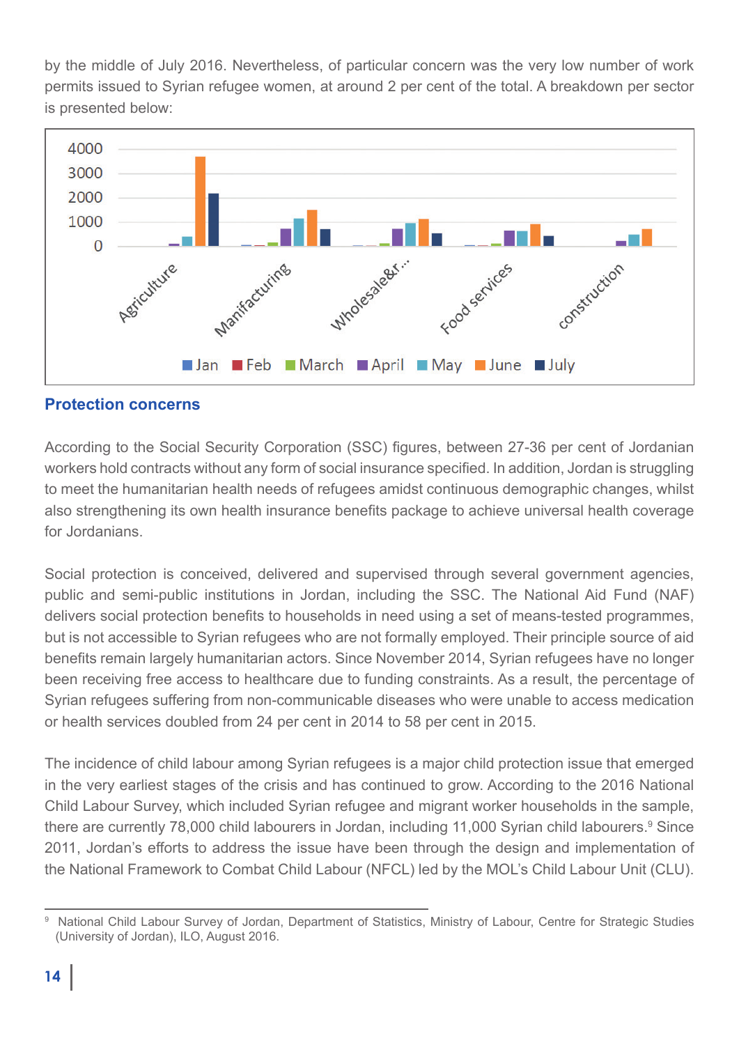by the middle of July 2016. Nevertheless, of particular concern was the very low number of work permits issued to Syrian refugee women, at around 2 per cent of the total. A breakdown per sector is presented below:

## Protection concerns

According to the Social Security Corporation (SSC) figures, between 27-36 per cent of Jordanian workers hold contracts without any form of social insurance specified. In addition, Jordan is struggling to meet the humanitarian health needs of refugees amidst continuous demographic changes, whilst also strengthening its own health insurance benefits package to achieve universal health coverage for Jordanians.

Social protection is conceived, delivered and supervised through several government agencies, public and semi-public institutions in Jordan, including the SSC. The National Aid Fund (NAF) delivers social protection benefits to households in need using a set of means-tested programmes, but is not accessible to Syrian refugees who are not formally employed. Their principle source of aid benefits remain largely humanitarian actors. Since November 2014, Syrian refugees have no longer been receiving free access to healthcare due to funding constraints. As a result, the percentage of Syrian refugees suffering from non-communicable diseases who were unable to access medication or health services doubled from 24 per cent in 2014 to 58 per cent in 2015.

The incidence of child labour among Syrian refugees is a major child protection issue that emerged in the very earliest stages of the crisis and has continued to grow. According to the 2016 National Child Labour Survey, which included Syrian refugee and migrant worker households in the sample, there are currently 78,000 child labourers in Jordan, including 11,000 Syrian child labourers.[9] Since 2011, Jordan's efforts to address the issue have been through the design and implementation of the National Framework to Combat Child Labour (NFCL) led by the MOL's Child Labour Unit (CLU).

[9] National Child Labour Survey of Jordan, Department of Statistics, Ministry of Labour, Centre for Strategic Studies (University of Jordan), ILO, August 2016.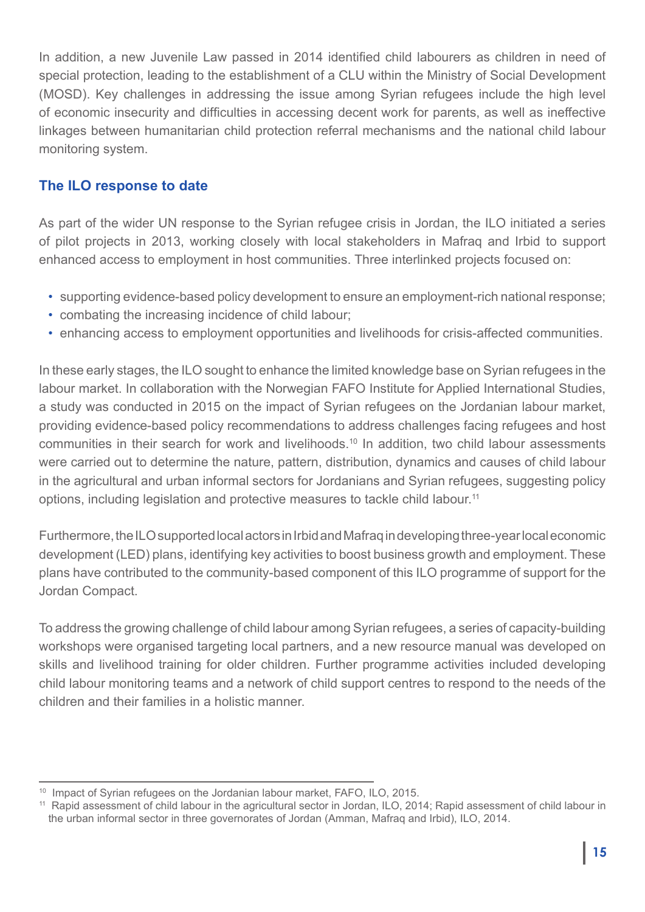In addition, a new Juvenile Law passed in 2014 identified child labourers as children in need of special protection, leading to the establishment of a CLU within the Ministry of Social Development (MOSD). Key challenges in addressing the issue among Syrian refugees include the high level of economic insecurity and difficulties in accessing decent work for parents, as well as ineffective linkages between humanitarian child protection referral mechanisms and the national child labour monitoring system.

### The ILO response to date

As part of the wider UN response to the Syrian refugee crisis in Jordan, the ILO initiated a series of pilot projects in 2013, working closely with local stakeholders in Mafraq and Irbid to support enhanced access to employment in host communities. Three interlinked projects focused on:

- supporting evidence-based policy development to ensure an employment-rich national response;
- combating the increasing incidence of child labour;
- enhancing access to employment opportunities and livelihoods for crisis-affected communities.

In these early stages, the ILO sought to enhance the limited knowledge base on Syrian refugees in the labour market. In collaboration with the Norwegian FAFO Institute for Applied International Studies, a study was conducted in 2015 on the impact of Syrian refugees on the Jordanian labour market, providing evidence-based policy recommendations to address challenges facing refugees and host communities in their search for work and livelihoods.[10] In addition, two child labour assessments were carried out to determine the nature, pattern, distribution, dynamics and causes of child labour in the agricultural and urban informal sectors for Jordanians and Syrian refugees, suggesting policy options, including legislation and protective measures to tackle child labour.[11]

Furthermore, the ILO supported local actors in Irbid and Mafraq in developing three-year local economic development (LED) plans, identifying key activities to boost business growth and employment. These plans have contributed to the community-based component of this ILO programme of support for the Jordan Compact.

To address the growing challenge of child labour among Syrian refugees, a series of capacity-building workshops were organised targeting local partners, and a new resource manual was developed on skills and livelihood training for older children. Further programme activities included developing child labour monitoring teams and a network of child support centres to respond to the needs of the children and their families in a holistic manner.

---

[10] Impact of Syrian refugees on the Jordanian labour market, FAFO, ILO, 2015.

[11] Rapid assessment of child labour in the agricultural sector in Jordan, ILO, 2014; Rapid assessment of child labour in the urban informal sector in three governorates of Jordan (Amman, Mafraq and Irbid), ILO, 2014.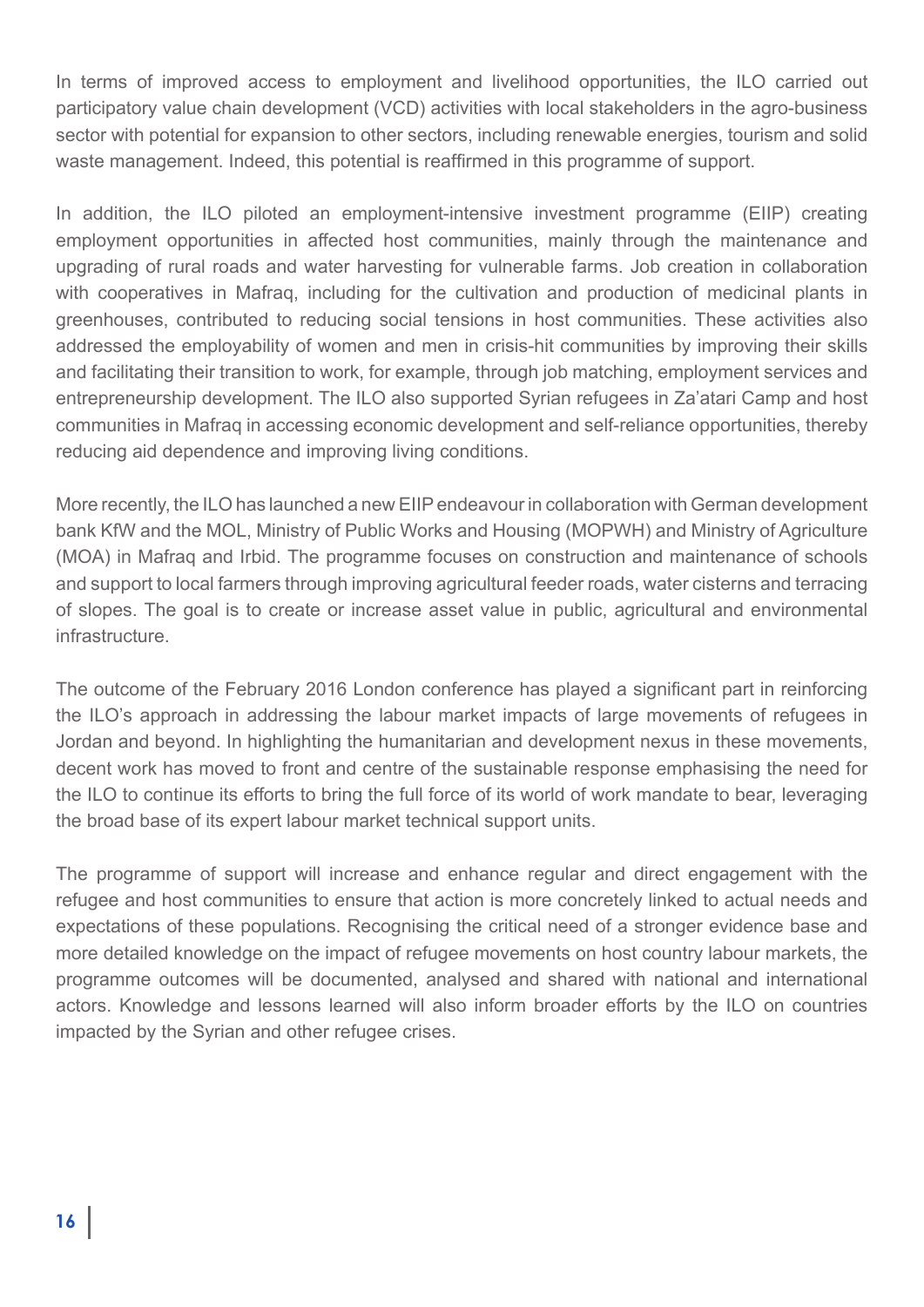In terms of improved access to employment and livelihood opportunities, the ILO carried out participatory value chain development (VCD) activities with local stakeholders in the agro-business sector with potential for expansion to other sectors, including renewable energies, tourism and solid waste management. Indeed, this potential is reaffirmed in this programme of support.

In addition, the ILO piloted an employment-intensive investment programme (EIIP) creating employment opportunities in affected host communities, mainly through the maintenance and upgrading of rural roads and water harvesting for vulnerable farms. Job creation in collaboration with cooperatives in Mafraq, including for the cultivation and production of medicinal plants in greenhouses, contributed to reducing social tensions in host communities. These activities also addressed the employability of women and men in crisis-hit communities by improving their skills and facilitating their transition to work, for example, through job matching, employment services and entrepreneurship development. The ILO also supported Syrian refugees in Za'atari Camp and host communities in Mafraq in accessing economic development and self-reliance opportunities, thereby reducing aid dependence and improving living conditions.

More recently, the ILO has launched a new EIIP endeavour in collaboration with German development bank KfW and the MOL, Ministry of Public Works and Housing (MOPWH) and Ministry of Agriculture (MOA) in Mafraq and Irbid. The programme focuses on construction and maintenance of schools and support to local farmers through improving agricultural feeder roads, water cisterns and terracing of slopes. The goal is to create or increase asset value in public, agricultural and environmental infrastructure.

The outcome of the February 2016 London conference has played a significant part in reinforcing the ILO's approach in addressing the labour market impacts of large movements of refugees in Jordan and beyond. In highlighting the humanitarian and development nexus in these movements, decent work has moved to front and centre of the sustainable response emphasising the need for the ILO to continue its efforts to bring the full force of its world of work mandate to bear, leveraging the broad base of its expert labour market technical support units.

The programme of support will increase and enhance regular and direct engagement with the refugee and host communities to ensure that action is more concretely linked to actual needs and expectations of these populations. Recognising the critical need of a stronger evidence base and more detailed knowledge on the impact of refugee movements on host country labour markets, the programme outcomes will be documented, analysed and shared with national and international actors. Knowledge and lessons learned will also inform broader efforts by the ILO on countries impacted by the Syrian and other refugee crises.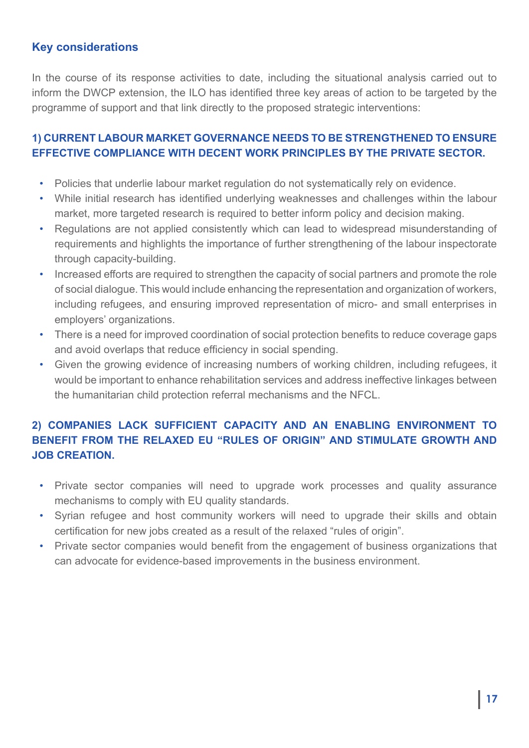## Key considerations

In the course of its response activities to date, including the situational analysis carried out to inform the DWCP extension, the ILO has identified three key areas of action to be targeted by the programme of support and that link directly to the proposed strategic interventions:

### 1) CURRENT LABOUR MARKET GOVERNANCE NEEDS TO BE STRENGTHENED TO ENSURE EFFECTIVE COMPLIANCE WITH DECENT WORK PRINCIPLES BY THE PRIVATE SECTOR.

- Policies that underlie labour market regulation do not systematically rely on evidence.
- While initial research has identified underlying weaknesses and challenges within the labour market, more targeted research is required to better inform policy and decision making.
- Regulations are not applied consistently which can lead to widespread misunderstanding of requirements and highlights the importance of further strengthening of the labour inspectorate through capacity-building.
- Increased efforts are required to strengthen the capacity of social partners and promote the role of social dialogue. This would include enhancing the representation and organization of workers, including refugees, and ensuring improved representation of micro- and small enterprises in employers' organizations.
- There is a need for improved coordination of social protection benefits to reduce coverage gaps and avoid overlaps that reduce efficiency in social spending.
- Given the growing evidence of increasing numbers of working children, including refugees, it would be important to enhance rehabilitation services and address ineffective linkages between the humanitarian child protection referral mechanisms and the NFCL.

### 2) COMPANIES LACK SUFFICIENT CAPACITY AND AN ENABLING ENVIRONMENT TO BENEFIT FROM THE RELAXED EU "RULES OF ORIGIN" AND STIMULATE GROWTH AND JOB CREATION.

- Private sector companies will need to upgrade work processes and quality assurance mechanisms to comply with EU quality standards.
- Syrian refugee and host community workers will need to upgrade their skills and obtain certification for new jobs created as a result of the relaxed "rules of origin".
- Private sector companies would benefit from the engagement of business organizations that can advocate for evidence-based improvements in the business environment.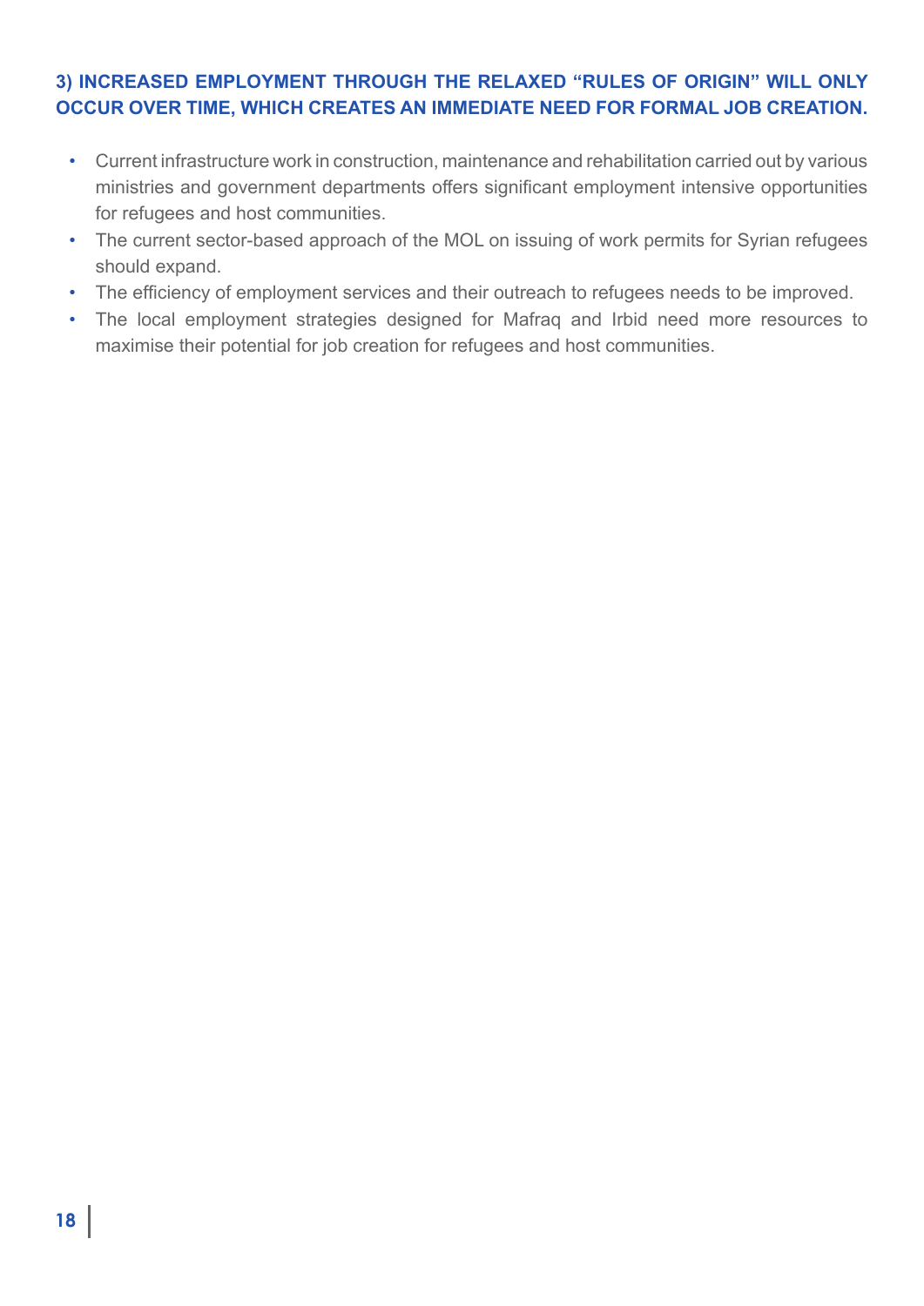### 3) INCREASED EMPLOYMENT THROUGH THE RELAXED "RULES OF ORIGIN" WILL ONLY OCCUR OVER TIME, WHICH CREATES AN IMMEDIATE NEED FOR FORMAL JOB CREATION.

- Current infrastructure work in construction, maintenance and rehabilitation carried out by various ministries and government departments offers significant employment intensive opportunities for refugees and host communities.
- The current sector-based approach of the MOL on issuing of work permits for Syrian refugees should expand.
- The efficiency of employment services and their outreach to refugees needs to be improved.
- The local employment strategies designed for Mafraq and Irbid need more resources to maximise their potential for job creation for refugees and host communities.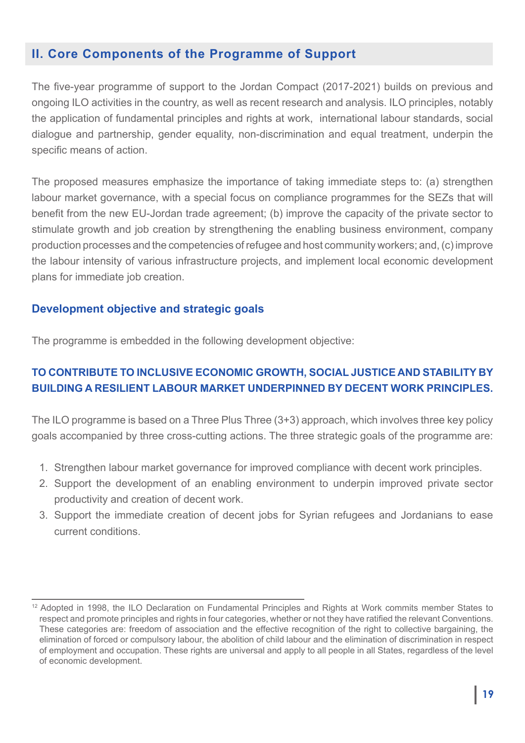## II. Core Components of the Programme of Support

The five-year programme of support to the Jordan Compact (2017-2021) builds on previous and ongoing ILO activities in the country, as well as recent research and analysis. ILO principles, notably the application of fundamental principles and rights at work, international labour standards, social dialogue and partnership, gender equality, non-discrimination and equal treatment, underpin the specific means of action.

The proposed measures emphasize the importance of taking immediate steps to: (a) strengthen labour market governance, with a special focus on compliance programmes for the SEZs that will benefit from the new EU-Jordan trade agreement; (b) improve the capacity of the private sector to stimulate growth and job creation by strengthening the enabling business environment, company production processes and the competencies of refugee and host community workers; and, (c) improve the labour intensity of various infrastructure projects, and implement local economic development plans for immediate job creation.

### Development objective and strategic goals

The programme is embedded in the following development objective:

**TO CONTRIBUTE TO INCLUSIVE ECONOMIC GROWTH, SOCIAL JUSTICE AND STABILITY BY BUILDING A RESILIENT LABOUR MARKET UNDERPINNED BY DECENT WORK PRINCIPLES.**

The ILO programme is based on a Three Plus Three (3+3) approach, which involves three key policy goals accompanied by three cross-cutting actions. The three strategic goals of the programme are:

1. Strengthen labour market governance for improved compliance with decent work principles.
2. Support the development of an enabling environment to underpin improved private sector productivity and creation of decent work.
3. Support the immediate creation of decent jobs for Syrian refugees and Jordanians to ease current conditions.

---

[12] Adopted in 1998, the ILO Declaration on Fundamental Principles and Rights at Work commits member States to respect and promote principles and rights in four categories, whether or not they have ratified the relevant Conventions. These categories are: freedom of association and the effective recognition of the right to collective bargaining, the elimination of forced or compulsory labour, the abolition of child labour and the elimination of discrimination in respect of employment and occupation. These rights are universal and apply to all people in all States, regardless of the level of economic development.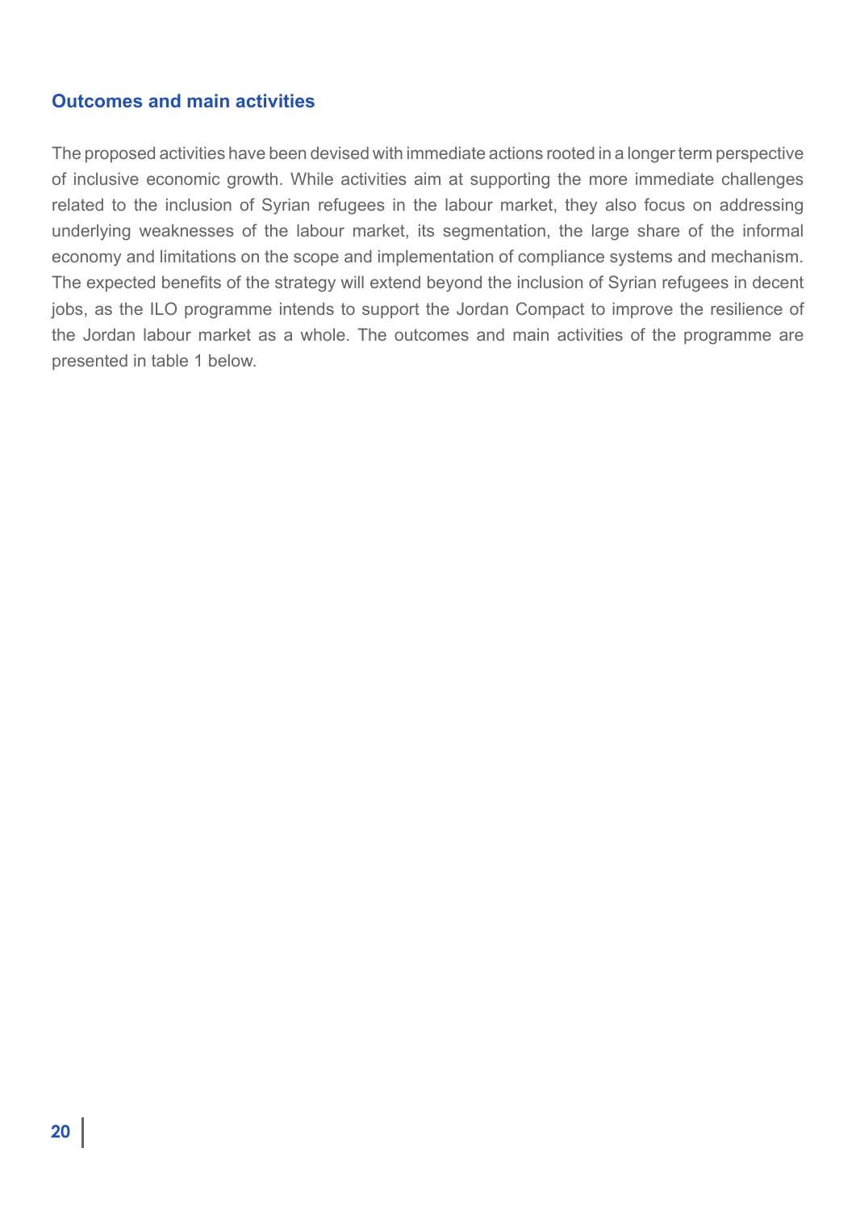## Outcomes and main activities

The proposed activities have been devised with immediate actions rooted in a longer term perspective of inclusive economic growth. While activities aim at supporting the more immediate challenges related to the inclusion of Syrian refugees in the labour market, they also focus on addressing underlying weaknesses of the labour market, its segmentation, the large share of the informal economy and limitations on the scope and implementation of compliance systems and mechanism. The expected benefits of the strategy will extend beyond the inclusion of Syrian refugees in decent jobs, as the ILO programme intends to support the Jordan Compact to improve the resilience of the Jordan labour market as a whole. The outcomes and main activities of the programme are presented in table 1 below.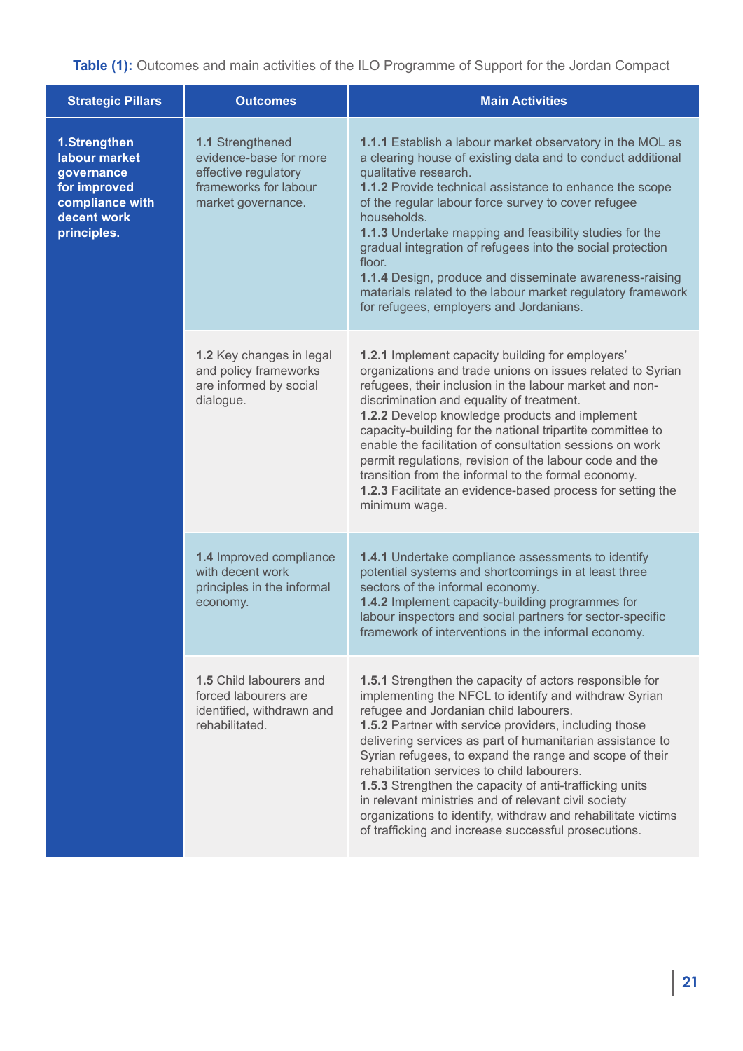**Table (1):** Outcomes and main activities of the ILO Programme of Support for the Jordan Compact

| Strategic Pillars | Outcomes | Main Activities |
|---|---|---|
| **1.Strengthen labour market governance for improved compliance with decent work principles.** | **1.1** Strengthened evidence-base for more effective regulatory frameworks for labour market governance. | **1.1.1** Establish a labour market observatory in the MOL as a clearing house of existing data and to conduct additional qualitative research.<br>**1.1.2** Provide technical assistance to enhance the scope of the regular labour force survey to cover refugee households.<br>**1.1.3** Undertake mapping and feasibility studies for the gradual integration of refugees into the social protection floor.<br>**1.1.4** Design, produce and disseminate awareness-raising materials related to the labour market regulatory framework for refugees, employers and Jordanians. |
| | **1.2** Key changes in legal and policy frameworks are informed by social dialogue. | **1.2.1** Implement capacity building for employers' organizations and trade unions on issues related to Syrian refugees, their inclusion in the labour market and non-discrimination and equality of treatment.<br>**1.2.2** Develop knowledge products and implement capacity-building for the national tripartite committee to enable the facilitation of consultation sessions on work permit regulations, revision of the labour code and the transition from the informal to the formal economy.<br>**1.2.3** Facilitate an evidence-based process for setting the minimum wage. |
| | **1.4** Improved compliance with decent work principles in the informal economy. | **1.4.1** Undertake compliance assessments to identify potential systems and shortcomings in at least three sectors of the informal economy.<br>**1.4.2** Implement capacity-building programmes for labour inspectors and social partners for sector-specific framework of interventions in the informal economy. |
| | **1.5** Child labourers and forced labourers are identified, withdrawn and rehabilitated. | **1.5.1** Strengthen the capacity of actors responsible for implementing the NFCL to identify and withdraw Syrian refugee and Jordanian child labourers.<br>**1.5.2** Partner with service providers, including those delivering services as part of humanitarian assistance to Syrian refugees, to expand the range and scope of their rehabilitation services to child labourers.<br>**1.5.3** Strengthen the capacity of anti-trafficking units in relevant ministries and of relevant civil society organizations to identify, withdraw and rehabilitate victims of trafficking and increase successful prosecutions. |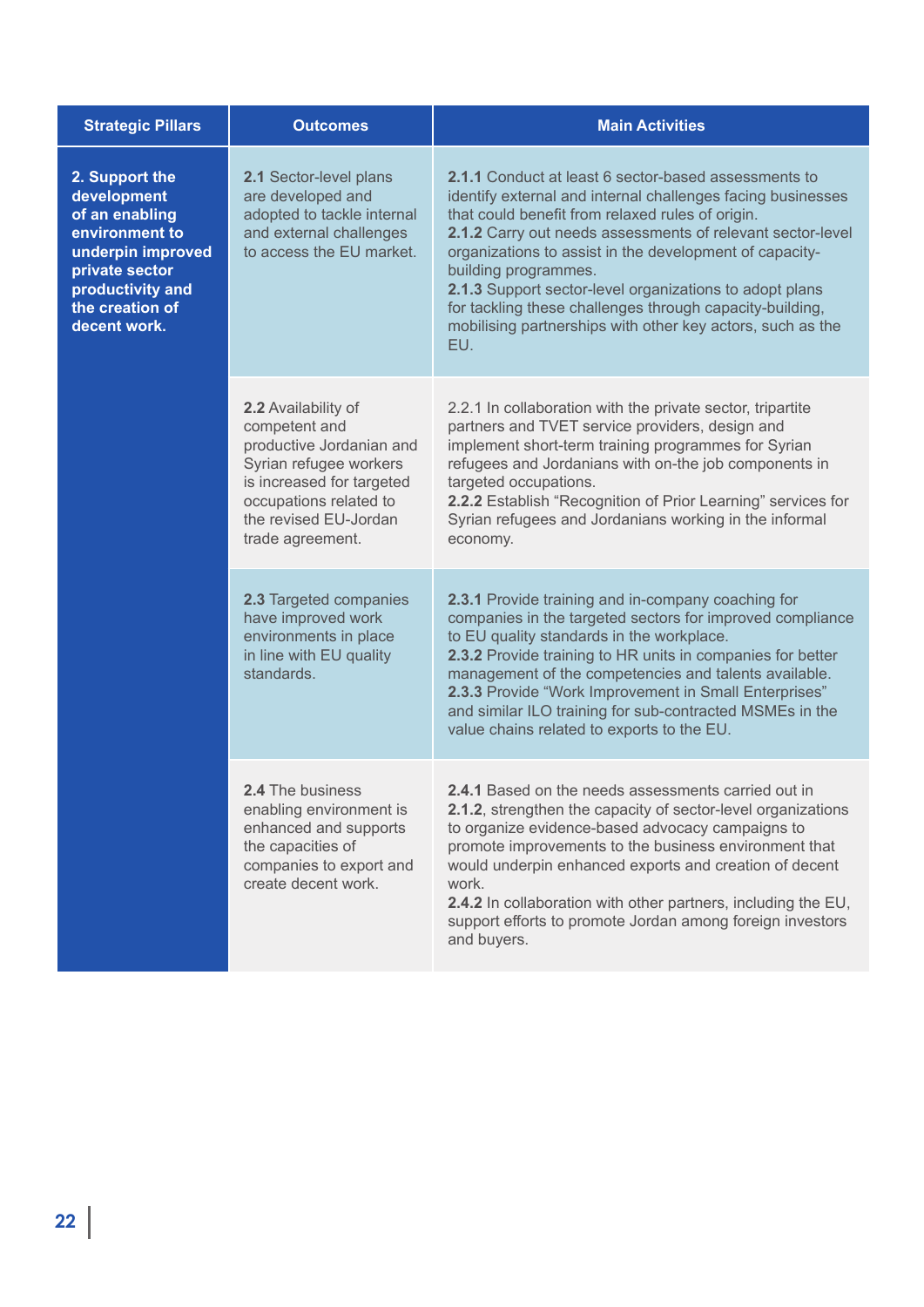| Strategic Pillars | Outcomes | Main Activities |
|---|---|---|
| **2. Support the development of an enabling environment to underpin improved private sector productivity and the creation of decent work.** | **2.1** Sector-level plans are developed and adopted to tackle internal and external challenges to access the EU market. | **2.1.1** Conduct at least 6 sector-based assessments to identify external and internal challenges facing businesses that could benefit from relaxed rules of origin.<br>**2.1.2** Carry out needs assessments of relevant sector-level organizations to assist in the development of capacity-building programmes.<br>**2.1.3** Support sector-level organizations to adopt plans for tackling these challenges through capacity-building, mobilising partnerships with other key actors, such as the EU. |
| | **2.2** Availability of competent and productive Jordanian and Syrian refugee workers is increased for targeted occupations related to the revised EU-Jordan trade agreement. | 2.2.1 In collaboration with the private sector, tripartite partners and TVET service providers, design and implement short-term training programmes for Syrian refugees and Jordanians with on-the job components in targeted occupations.<br>**2.2.2** Establish "Recognition of Prior Learning" services for Syrian refugees and Jordanians working in the informal economy. |
| | **2.3** Targeted companies have improved work environments in place in line with EU quality standards. | **2.3.1** Provide training and in-company coaching for companies in the targeted sectors for improved compliance to EU quality standards in the workplace.<br>**2.3.2** Provide training to HR units in companies for better management of the competencies and talents available.<br>**2.3.3** Provide "Work Improvement in Small Enterprises" and similar ILO training for sub-contracted MSMEs in the value chains related to exports to the EU. |
| | **2.4** The business enabling environment is enhanced and supports the capacities of companies to export and create decent work. | **2.4.1** Based on the needs assessments carried out in **2.1.2**, strengthen the capacity of sector-level organizations to organize evidence-based advocacy campaigns to promote improvements to the business environment that would underpin enhanced exports and creation of decent work.<br>**2.4.2** In collaboration with other partners, including the EU, support efforts to promote Jordan among foreign investors and buyers. |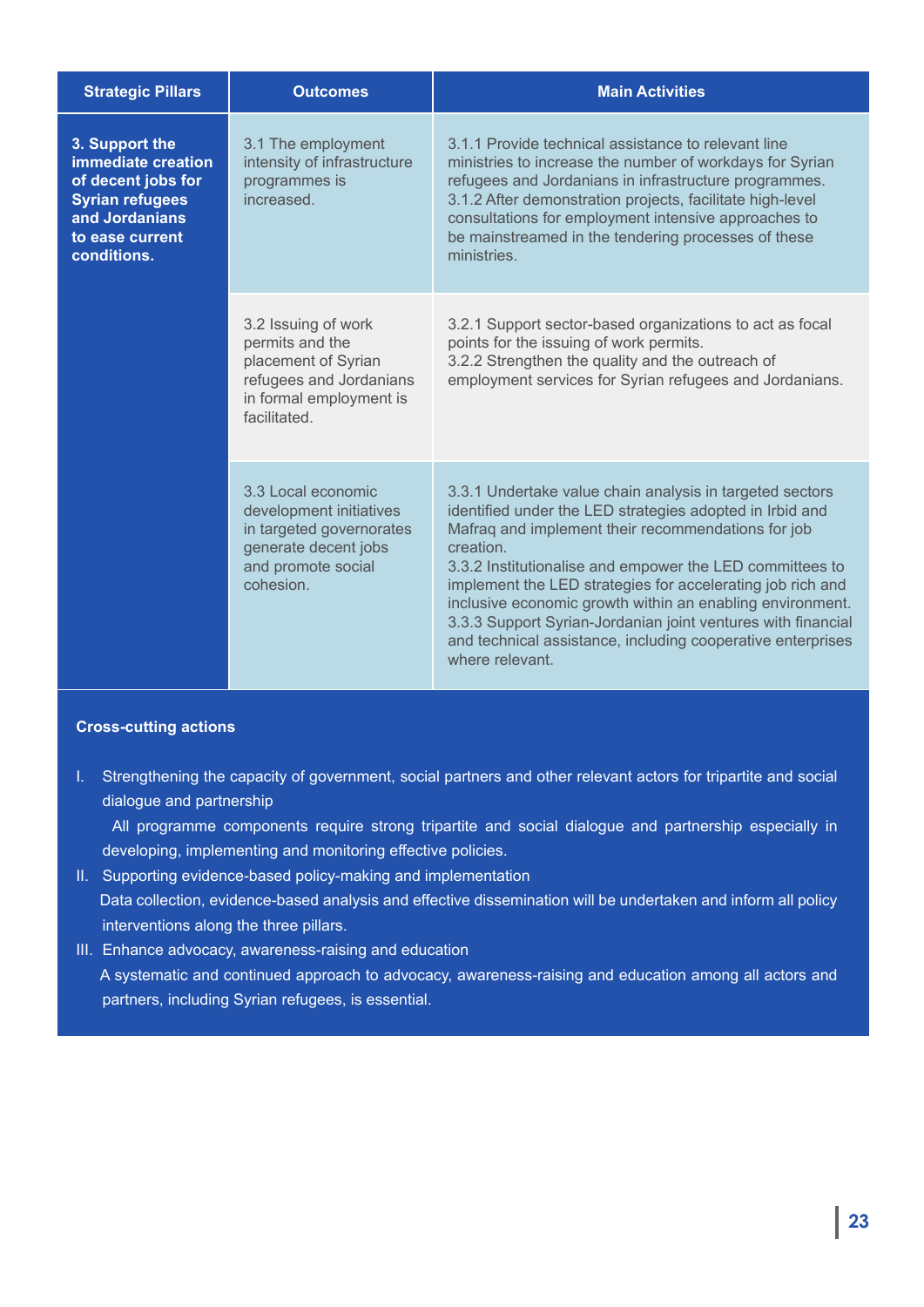| Strategic Pillars | Outcomes | Main Activities |
|---|---|---|
| **3. Support the immediate creation of decent jobs for Syrian refugees and Jordanians to ease current conditions.** | 3.1 The employment intensity of infrastructure programmes is increased. | 3.1.1 Provide technical assistance to relevant line ministries to increase the number of workdays for Syrian refugees and Jordanians in infrastructure programmes.<br>3.1.2 After demonstration projects, facilitate high-level consultations for employment intensive approaches to be mainstreamed in the tendering processes of these ministries. |
| | 3.2 Issuing of work permits and the placement of Syrian refugees and Jordanians in formal employment is facilitated. | 3.2.1 Support sector-based organizations to act as focal points for the issuing of work permits.<br>3.2.2 Strengthen the quality and the outreach of employment services for Syrian refugees and Jordanians. |
| | 3.3 Local economic development initiatives in targeted governorates generate decent jobs and promote social cohesion. | 3.3.1 Undertake value chain analysis in targeted sectors identified under the LED strategies adopted in Irbid and Mafraq and implement their recommendations for job creation.<br>3.3.2 Institutionalise and empower the LED committees to implement the LED strategies for accelerating job rich and inclusive economic growth within an enabling environment.<br>3.3.3 Support Syrian-Jordanian joint ventures with financial and technical assistance, including cooperative enterprises where relevant. |

**Cross-cutting actions**

I. Strengthening the capacity of government, social partners and other relevant actors for tripartite and social dialogue and partnership

All programme components require strong tripartite and social dialogue and partnership especially in developing, implementing and monitoring effective policies.

II. Supporting evidence-based policy-making and implementation

Data collection, evidence-based analysis and effective dissemination will be undertaken and inform all policy interventions along the three pillars.

III. Enhance advocacy, awareness-raising and education

A systematic and continued approach to advocacy, awareness-raising and education among all actors and partners, including Syrian refugees, is essential.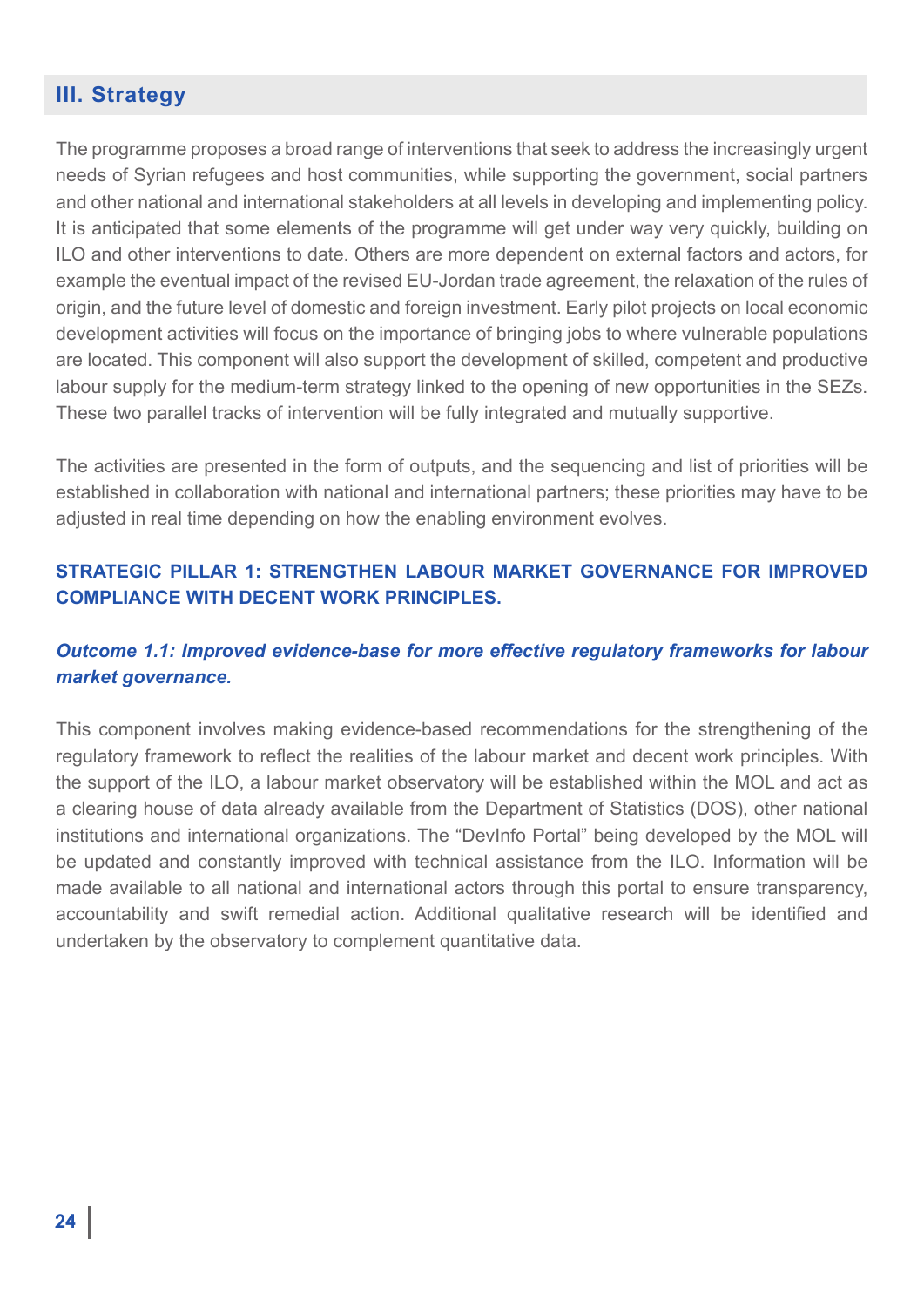## III. Strategy

The programme proposes a broad range of interventions that seek to address the increasingly urgent needs of Syrian refugees and host communities, while supporting the government, social partners and other national and international stakeholders at all levels in developing and implementing policy. It is anticipated that some elements of the programme will get under way very quickly, building on ILO and other interventions to date. Others are more dependent on external factors and actors, for example the eventual impact of the revised EU-Jordan trade agreement, the relaxation of the rules of origin, and the future level of domestic and foreign investment. Early pilot projects on local economic development activities will focus on the importance of bringing jobs to where vulnerable populations are located. This component will also support the development of skilled, competent and productive labour supply for the medium-term strategy linked to the opening of new opportunities in the SEZs. These two parallel tracks of intervention will be fully integrated and mutually supportive.

The activities are presented in the form of outputs, and the sequencing and list of priorities will be established in collaboration with national and international partners; these priorities may have to be adjusted in real time depending on how the enabling environment evolves.

### STRATEGIC PILLAR 1: STRENGTHEN LABOUR MARKET GOVERNANCE FOR IMPROVED COMPLIANCE WITH DECENT WORK PRINCIPLES.

#### *Outcome 1.1: Improved evidence-base for more effective regulatory frameworks for labour market governance.*

This component involves making evidence-based recommendations for the strengthening of the regulatory framework to reflect the realities of the labour market and decent work principles. With the support of the ILO, a labour market observatory will be established within the MOL and act as a clearing house of data already available from the Department of Statistics (DOS), other national institutions and international organizations. The "DevInfo Portal" being developed by the MOL will be updated and constantly improved with technical assistance from the ILO. Information will be made available to all national and international actors through this portal to ensure transparency, accountability and swift remedial action. Additional qualitative research will be identified and undertaken by the observatory to complement quantitative data.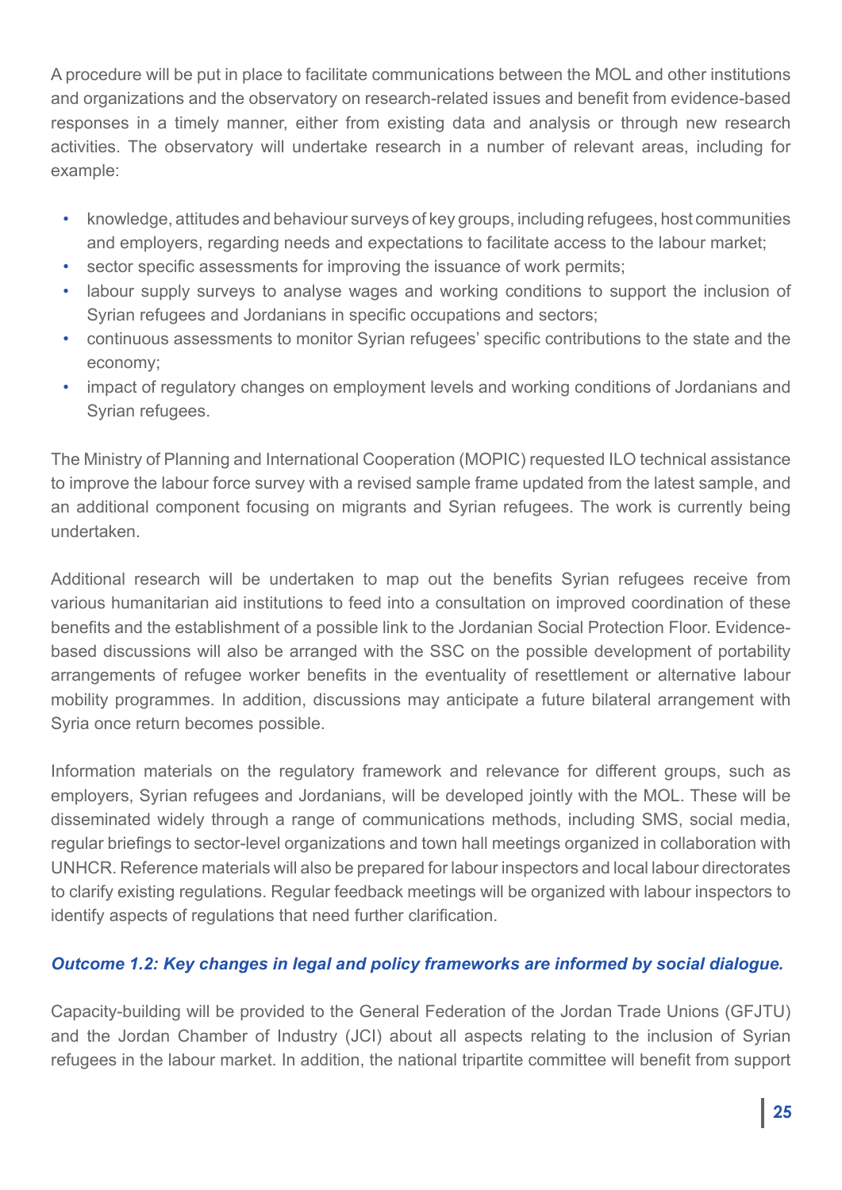A procedure will be put in place to facilitate communications between the MOL and other institutions and organizations and the observatory on research-related issues and benefit from evidence-based responses in a timely manner, either from existing data and analysis or through new research activities. The observatory will undertake research in a number of relevant areas, including for example:

- knowledge, attitudes and behaviour surveys of key groups, including refugees, host communities and employers, regarding needs and expectations to facilitate access to the labour market;
- sector specific assessments for improving the issuance of work permits;
- labour supply surveys to analyse wages and working conditions to support the inclusion of Syrian refugees and Jordanians in specific occupations and sectors;
- continuous assessments to monitor Syrian refugees' specific contributions to the state and the economy;
- impact of regulatory changes on employment levels and working conditions of Jordanians and Syrian refugees.

The Ministry of Planning and International Cooperation (MOPIC) requested ILO technical assistance to improve the labour force survey with a revised sample frame updated from the latest sample, and an additional component focusing on migrants and Syrian refugees. The work is currently being undertaken.

Additional research will be undertaken to map out the benefits Syrian refugees receive from various humanitarian aid institutions to feed into a consultation on improved coordination of these benefits and the establishment of a possible link to the Jordanian Social Protection Floor. Evidence-based discussions will also be arranged with the SSC on the possible development of portability arrangements of refugee worker benefits in the eventuality of resettlement or alternative labour mobility programmes. In addition, discussions may anticipate a future bilateral arrangement with Syria once return becomes possible.

Information materials on the regulatory framework and relevance for different groups, such as employers, Syrian refugees and Jordanians, will be developed jointly with the MOL. These will be disseminated widely through a range of communications methods, including SMS, social media, regular briefings to sector-level organizations and town hall meetings organized in collaboration with UNHCR. Reference materials will also be prepared for labour inspectors and local labour directorates to clarify existing regulations. Regular feedback meetings will be organized with labour inspectors to identify aspects of regulations that need further clarification.

### *Outcome 1.2: Key changes in legal and policy frameworks are informed by social dialogue.*

Capacity-building will be provided to the General Federation of the Jordan Trade Unions (GFJTU) and the Jordan Chamber of Industry (JCI) about all aspects relating to the inclusion of Syrian refugees in the labour market. In addition, the national tripartite committee will benefit from support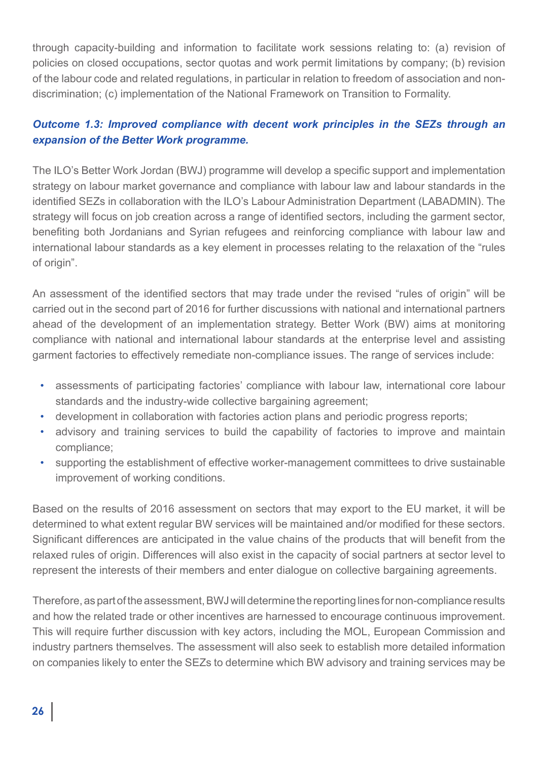through capacity-building and information to facilitate work sessions relating to: (a) revision of policies on closed occupations, sector quotas and work permit limitations by company; (b) revision of the labour code and related regulations, in particular in relation to freedom of association and non-discrimination; (c) implementation of the National Framework on Transition to Formality.

***Outcome 1.3: Improved compliance with decent work principles in the SEZs through an expansion of the Better Work programme.***

The ILO's Better Work Jordan (BWJ) programme will develop a specific support and implementation strategy on labour market governance and compliance with labour law and labour standards in the identified SEZs in collaboration with the ILO's Labour Administration Department (LABADMIN). The strategy will focus on job creation across a range of identified sectors, including the garment sector, benefiting both Jordanians and Syrian refugees and reinforcing compliance with labour law and international labour standards as a key element in processes relating to the relaxation of the "rules of origin".

An assessment of the identified sectors that may trade under the revised "rules of origin" will be carried out in the second part of 2016 for further discussions with national and international partners ahead of the development of an implementation strategy. Better Work (BW) aims at monitoring compliance with national and international labour standards at the enterprise level and assisting garment factories to effectively remediate non-compliance issues. The range of services include:

- assessments of participating factories' compliance with labour law, international core labour standards and the industry-wide collective bargaining agreement;
- development in collaboration with factories action plans and periodic progress reports;
- advisory and training services to build the capability of factories to improve and maintain compliance;
- supporting the establishment of effective worker-management committees to drive sustainable improvement of working conditions.

Based on the results of 2016 assessment on sectors that may export to the EU market, it will be determined to what extent regular BW services will be maintained and/or modified for these sectors. Significant differences are anticipated in the value chains of the products that will benefit from the relaxed rules of origin. Differences will also exist in the capacity of social partners at sector level to represent the interests of their members and enter dialogue on collective bargaining agreements.

Therefore, as part of the assessment, BWJ will determine the reporting lines for non-compliance results and how the related trade or other incentives are harnessed to encourage continuous improvement. This will require further discussion with key actors, including the MOL, European Commission and industry partners themselves. The assessment will also seek to establish more detailed information on companies likely to enter the SEZs to determine which BW advisory and training services may be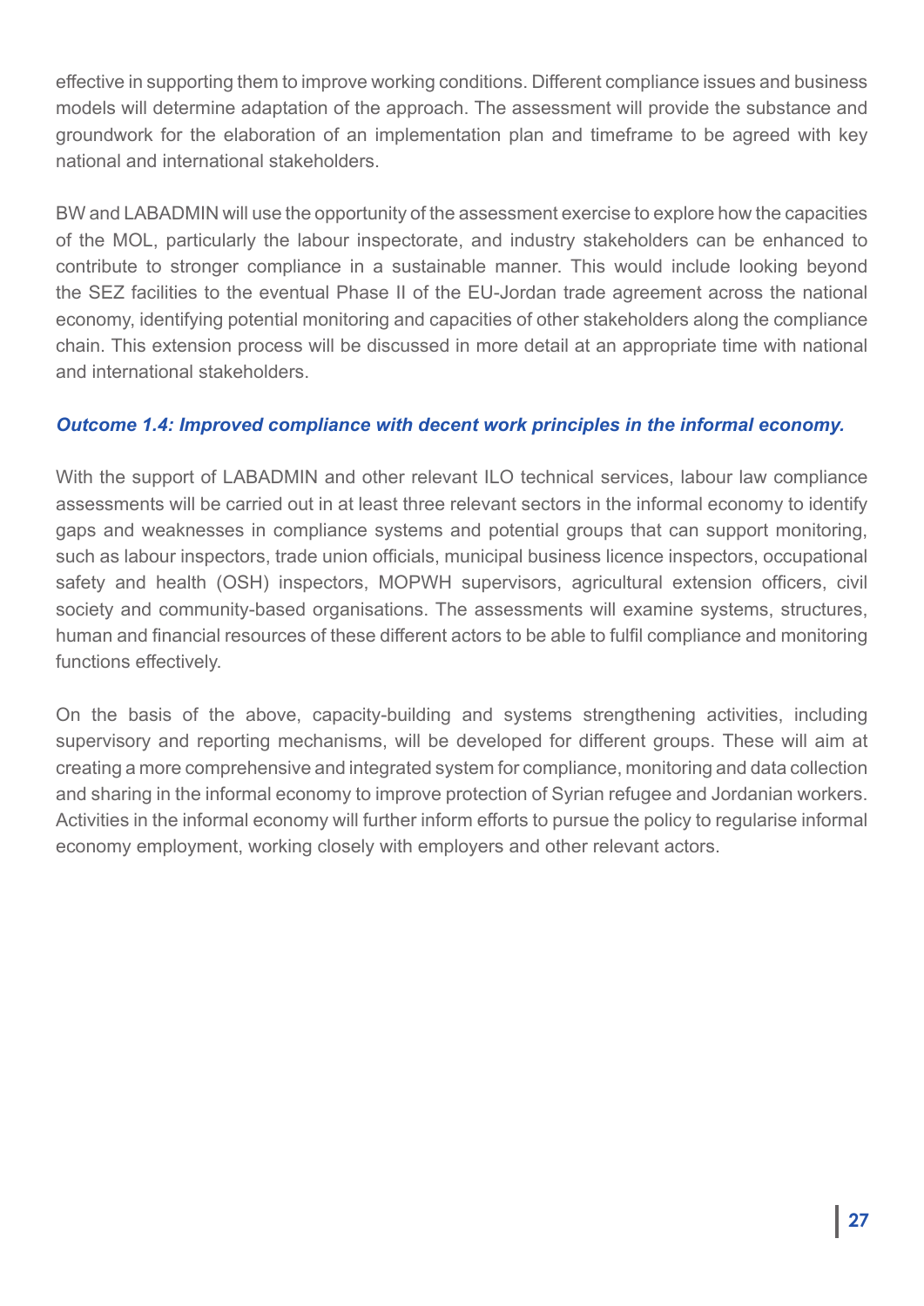effective in supporting them to improve working conditions. Different compliance issues and business models will determine adaptation of the approach. The assessment will provide the substance and groundwork for the elaboration of an implementation plan and timeframe to be agreed with key national and international stakeholders.

BW and LABADMIN will use the opportunity of the assessment exercise to explore how the capacities of the MOL, particularly the labour inspectorate, and industry stakeholders can be enhanced to contribute to stronger compliance in a sustainable manner. This would include looking beyond the SEZ facilities to the eventual Phase II of the EU-Jordan trade agreement across the national economy, identifying potential monitoring and capacities of other stakeholders along the compliance chain. This extension process will be discussed in more detail at an appropriate time with national and international stakeholders.

#### *Outcome 1.4: Improved compliance with decent work principles in the informal economy.*

With the support of LABADMIN and other relevant ILO technical services, labour law compliance assessments will be carried out in at least three relevant sectors in the informal economy to identify gaps and weaknesses in compliance systems and potential groups that can support monitoring, such as labour inspectors, trade union officials, municipal business licence inspectors, occupational safety and health (OSH) inspectors, MOPWH supervisors, agricultural extension officers, civil society and community-based organisations. The assessments will examine systems, structures, human and financial resources of these different actors to be able to fulfil compliance and monitoring functions effectively.

On the basis of the above, capacity-building and systems strengthening activities, including supervisory and reporting mechanisms, will be developed for different groups. These will aim at creating a more comprehensive and integrated system for compliance, monitoring and data collection and sharing in the informal economy to improve protection of Syrian refugee and Jordanian workers. Activities in the informal economy will further inform efforts to pursue the policy to regularise informal economy employment, working closely with employers and other relevant actors.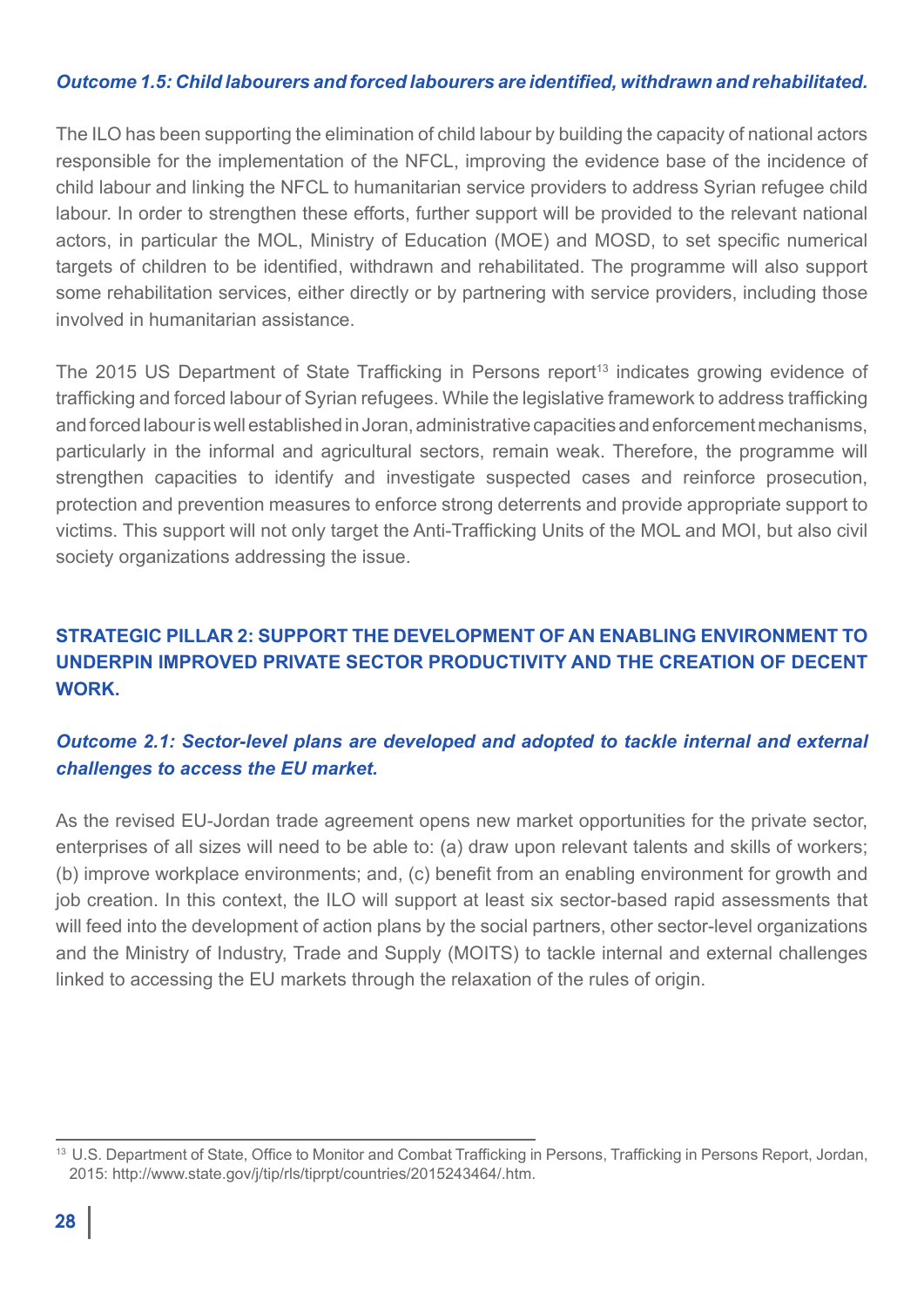***Outcome 1.5: Child labourers and forced labourers are identified, withdrawn and rehabilitated.***

The ILO has been supporting the elimination of child labour by building the capacity of national actors responsible for the implementation of the NFCL, improving the evidence base of the incidence of child labour and linking the NFCL to humanitarian service providers to address Syrian refugee child labour. In order to strengthen these efforts, further support will be provided to the relevant national actors, in particular the MOL, Ministry of Education (MOE) and MOSD, to set specific numerical targets of children to be identified, withdrawn and rehabilitated. The programme will also support some rehabilitation services, either directly or by partnering with service providers, including those involved in humanitarian assistance.

The 2015 US Department of State Trafficking in Persons report[13] indicates growing evidence of trafficking and forced labour of Syrian refugees. While the legislative framework to address trafficking and forced labour is well established in Joran, administrative capacities and enforcement mechanisms, particularly in the informal and agricultural sectors, remain weak. Therefore, the programme will strengthen capacities to identify and investigate suspected cases and reinforce prosecution, protection and prevention measures to enforce strong deterrents and provide appropriate support to victims. This support will not only target the Anti-Trafficking Units of the MOL and MOI, but also civil society organizations addressing the issue.

## STRATEGIC PILLAR 2: SUPPORT THE DEVELOPMENT OF AN ENABLING ENVIRONMENT TO UNDERPIN IMPROVED PRIVATE SECTOR PRODUCTIVITY AND THE CREATION OF DECENT WORK.

***Outcome 2.1: Sector-level plans are developed and adopted to tackle internal and external challenges to access the EU market.***

As the revised EU-Jordan trade agreement opens new market opportunities for the private sector, enterprises of all sizes will need to be able to: (a) draw upon relevant talents and skills of workers; (b) improve workplace environments; and, (c) benefit from an enabling environment for growth and job creation. In this context, the ILO will support at least six sector-based rapid assessments that will feed into the development of action plans by the social partners, other sector-level organizations and the Ministry of Industry, Trade and Supply (MOITS) to tackle internal and external challenges linked to accessing the EU markets through the relaxation of the rules of origin.

---

[13] U.S. Department of State, Office to Monitor and Combat Trafficking in Persons, Trafficking in Persons Report, Jordan, 2015: http://www.state.gov/j/tip/rls/tiprpt/countries/2015243464/.htm.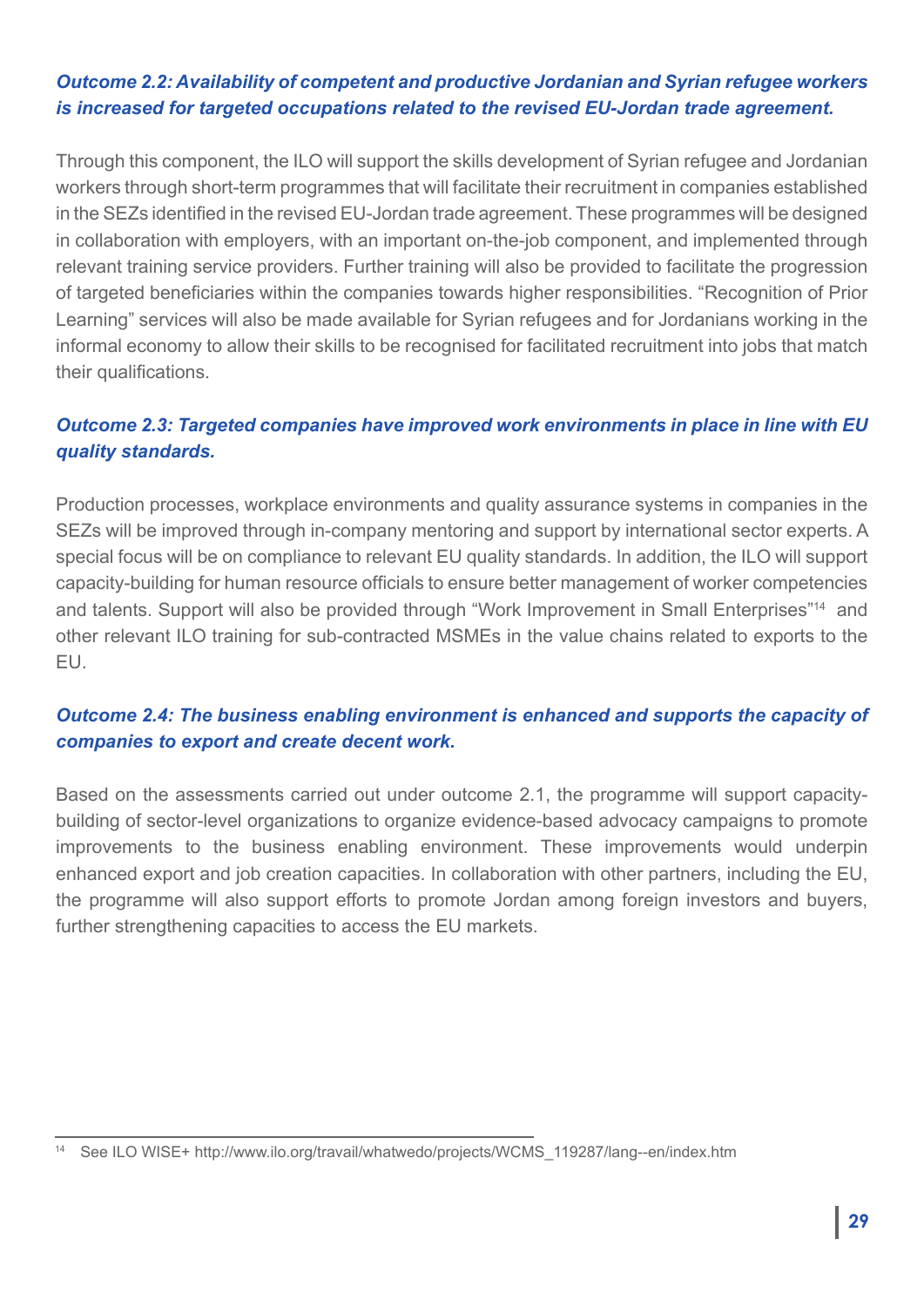***Outcome 2.2: Availability of competent and productive Jordanian and Syrian refugee workers is increased for targeted occupations related to the revised EU-Jordan trade agreement.***

Through this component, the ILO will support the skills development of Syrian refugee and Jordanian workers through short-term programmes that will facilitate their recruitment in companies established in the SEZs identified in the revised EU-Jordan trade agreement. These programmes will be designed in collaboration with employers, with an important on-the-job component, and implemented through relevant training service providers. Further training will also be provided to facilitate the progression of targeted beneficiaries within the companies towards higher responsibilities. "Recognition of Prior Learning" services will also be made available for Syrian refugees and for Jordanians working in the informal economy to allow their skills to be recognised for facilitated recruitment into jobs that match their qualifications.

***Outcome 2.3: Targeted companies have improved work environments in place in line with EU quality standards.***

Production processes, workplace environments and quality assurance systems in companies in the SEZs will be improved through in-company mentoring and support by international sector experts. A special focus will be on compliance to relevant EU quality standards. In addition, the ILO will support capacity-building for human resource officials to ensure better management of worker competencies and talents. Support will also be provided through "Work Improvement in Small Enterprises"[14] and other relevant ILO training for sub-contracted MSMEs in the value chains related to exports to the EU.

***Outcome 2.4: The business enabling environment is enhanced and supports the capacity of companies to export and create decent work.***

Based on the assessments carried out under outcome 2.1, the programme will support capacity-building of sector-level organizations to organize evidence-based advocacy campaigns to promote improvements to the business enabling environment. These improvements would underpin enhanced export and job creation capacities. In collaboration with other partners, including the EU, the programme will also support efforts to promote Jordan among foreign investors and buyers, further strengthening capacities to access the EU markets.

---

[14] See ILO WISE+ http://www.ilo.org/travail/whatwedo/projects/WCMS_119287/lang--en/index.htm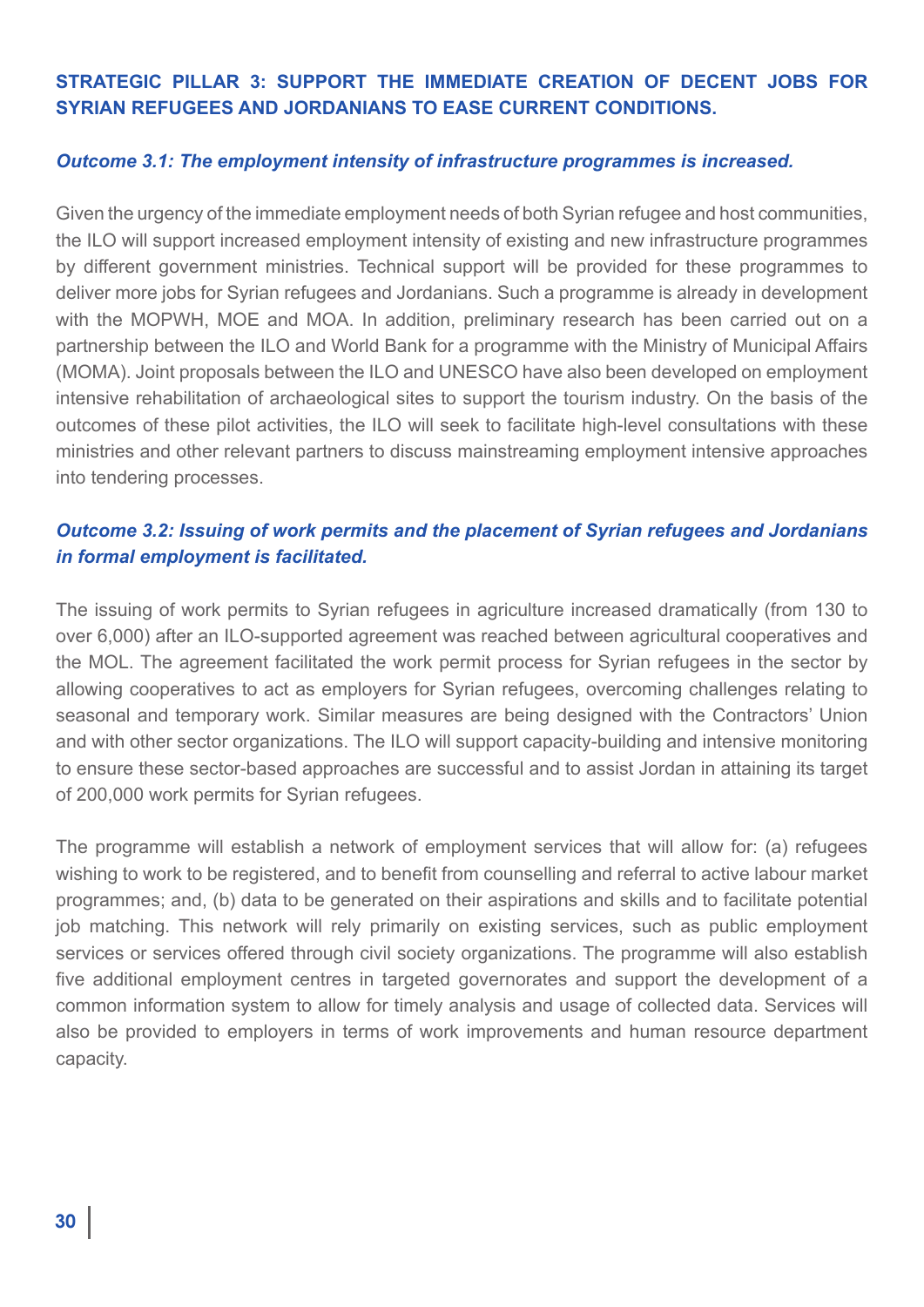### STRATEGIC PILLAR 3: SUPPORT THE IMMEDIATE CREATION OF DECENT JOBS FOR SYRIAN REFUGEES AND JORDANIANS TO EASE CURRENT CONDITIONS.

#### *Outcome 3.1: The employment intensity of infrastructure programmes is increased.*

Given the urgency of the immediate employment needs of both Syrian refugee and host communities, the ILO will support increased employment intensity of existing and new infrastructure programmes by different government ministries. Technical support will be provided for these programmes to deliver more jobs for Syrian refugees and Jordanians. Such a programme is already in development with the MOPWH, MOE and MOA. In addition, preliminary research has been carried out on a partnership between the ILO and World Bank for a programme with the Ministry of Municipal Affairs (MOMA). Joint proposals between the ILO and UNESCO have also been developed on employment intensive rehabilitation of archaeological sites to support the tourism industry. On the basis of the outcomes of these pilot activities, the ILO will seek to facilitate high-level consultations with these ministries and other relevant partners to discuss mainstreaming employment intensive approaches into tendering processes.

#### *Outcome 3.2: Issuing of work permits and the placement of Syrian refugees and Jordanians in formal employment is facilitated.*

The issuing of work permits to Syrian refugees in agriculture increased dramatically (from 130 to over 6,000) after an ILO-supported agreement was reached between agricultural cooperatives and the MOL. The agreement facilitated the work permit process for Syrian refugees in the sector by allowing cooperatives to act as employers for Syrian refugees, overcoming challenges relating to seasonal and temporary work. Similar measures are being designed with the Contractors' Union and with other sector organizations. The ILO will support capacity-building and intensive monitoring to ensure these sector-based approaches are successful and to assist Jordan in attaining its target of 200,000 work permits for Syrian refugees.

The programme will establish a network of employment services that will allow for: (a) refugees wishing to work to be registered, and to benefit from counselling and referral to active labour market programmes; and, (b) data to be generated on their aspirations and skills and to facilitate potential job matching. This network will rely primarily on existing services, such as public employment services or services offered through civil society organizations. The programme will also establish five additional employment centres in targeted governorates and support the development of a common information system to allow for timely analysis and usage of collected data. Services will also be provided to employers in terms of work improvements and human resource department capacity.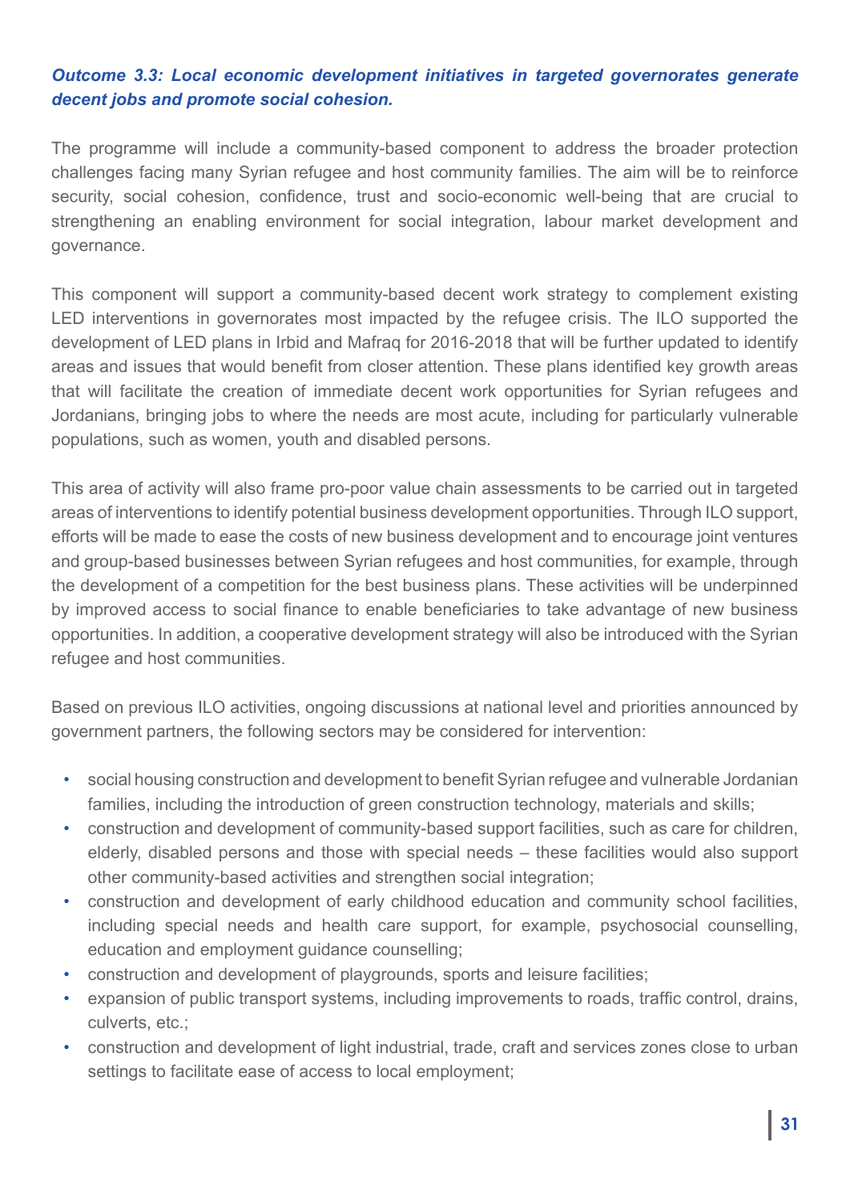***Outcome 3.3: Local economic development initiatives in targeted governorates generate decent jobs and promote social cohesion.***

The programme will include a community-based component to address the broader protection challenges facing many Syrian refugee and host community families. The aim will be to reinforce security, social cohesion, confidence, trust and socio-economic well-being that are crucial to strengthening an enabling environment for social integration, labour market development and governance.

This component will support a community-based decent work strategy to complement existing LED interventions in governorates most impacted by the refugee crisis. The ILO supported the development of LED plans in Irbid and Mafraq for 2016-2018 that will be further updated to identify areas and issues that would benefit from closer attention. These plans identified key growth areas that will facilitate the creation of immediate decent work opportunities for Syrian refugees and Jordanians, bringing jobs to where the needs are most acute, including for particularly vulnerable populations, such as women, youth and disabled persons.

This area of activity will also frame pro-poor value chain assessments to be carried out in targeted areas of interventions to identify potential business development opportunities. Through ILO support, efforts will be made to ease the costs of new business development and to encourage joint ventures and group-based businesses between Syrian refugees and host communities, for example, through the development of a competition for the best business plans. These activities will be underpinned by improved access to social finance to enable beneficiaries to take advantage of new business opportunities. In addition, a cooperative development strategy will also be introduced with the Syrian refugee and host communities.

Based on previous ILO activities, ongoing discussions at national level and priorities announced by government partners, the following sectors may be considered for intervention:

- social housing construction and development to benefit Syrian refugee and vulnerable Jordanian families, including the introduction of green construction technology, materials and skills;
- construction and development of community-based support facilities, such as care for children, elderly, disabled persons and those with special needs – these facilities would also support other community-based activities and strengthen social integration;
- construction and development of early childhood education and community school facilities, including special needs and health care support, for example, psychosocial counselling, education and employment guidance counselling;
- construction and development of playgrounds, sports and leisure facilities;
- expansion of public transport systems, including improvements to roads, traffic control, drains, culverts, etc.;
- construction and development of light industrial, trade, craft and services zones close to urban settings to facilitate ease of access to local employment;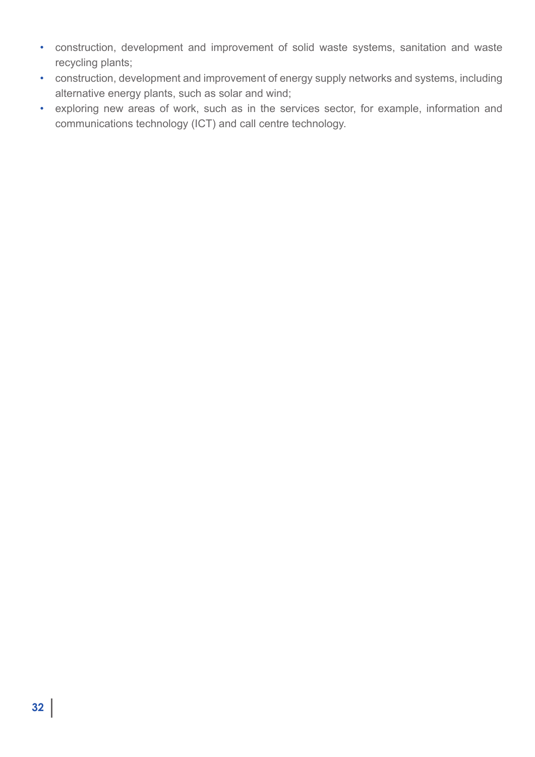- construction, development and improvement of solid waste systems, sanitation and waste recycling plants;
- construction, development and improvement of energy supply networks and systems, including alternative energy plants, such as solar and wind;
- exploring new areas of work, such as in the services sector, for example, information and communications technology (ICT) and call centre technology.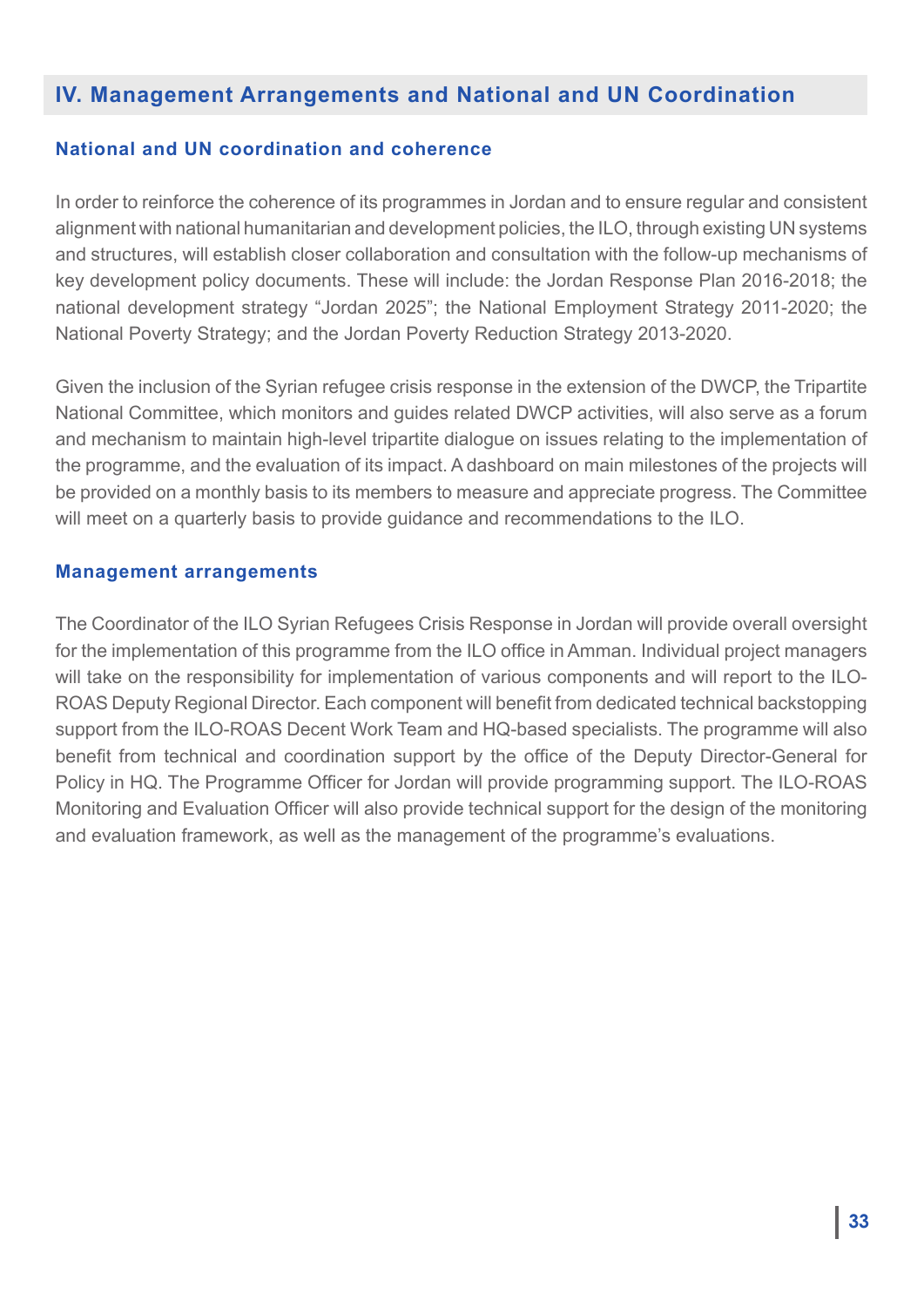## IV. Management Arrangements and National and UN Coordination

### National and UN coordination and coherence

In order to reinforce the coherence of its programmes in Jordan and to ensure regular and consistent alignment with national humanitarian and development policies, the ILO, through existing UN systems and structures, will establish closer collaboration and consultation with the follow-up mechanisms of key development policy documents. These will include: the Jordan Response Plan 2016-2018; the national development strategy "Jordan 2025"; the National Employment Strategy 2011-2020; the National Poverty Strategy; and the Jordan Poverty Reduction Strategy 2013-2020.

Given the inclusion of the Syrian refugee crisis response in the extension of the DWCP, the Tripartite National Committee, which monitors and guides related DWCP activities, will also serve as a forum and mechanism to maintain high-level tripartite dialogue on issues relating to the implementation of the programme, and the evaluation of its impact. A dashboard on main milestones of the projects will be provided on a monthly basis to its members to measure and appreciate progress. The Committee will meet on a quarterly basis to provide guidance and recommendations to the ILO.

### Management arrangements

The Coordinator of the ILO Syrian Refugees Crisis Response in Jordan will provide overall oversight for the implementation of this programme from the ILO office in Amman. Individual project managers will take on the responsibility for implementation of various components and will report to the ILO-ROAS Deputy Regional Director. Each component will benefit from dedicated technical backstopping support from the ILO-ROAS Decent Work Team and HQ-based specialists. The programme will also benefit from technical and coordination support by the office of the Deputy Director-General for Policy in HQ. The Programme Officer for Jordan will provide programming support. The ILO-ROAS Monitoring and Evaluation Officer will also provide technical support for the design of the monitoring and evaluation framework, as well as the management of the programme's evaluations.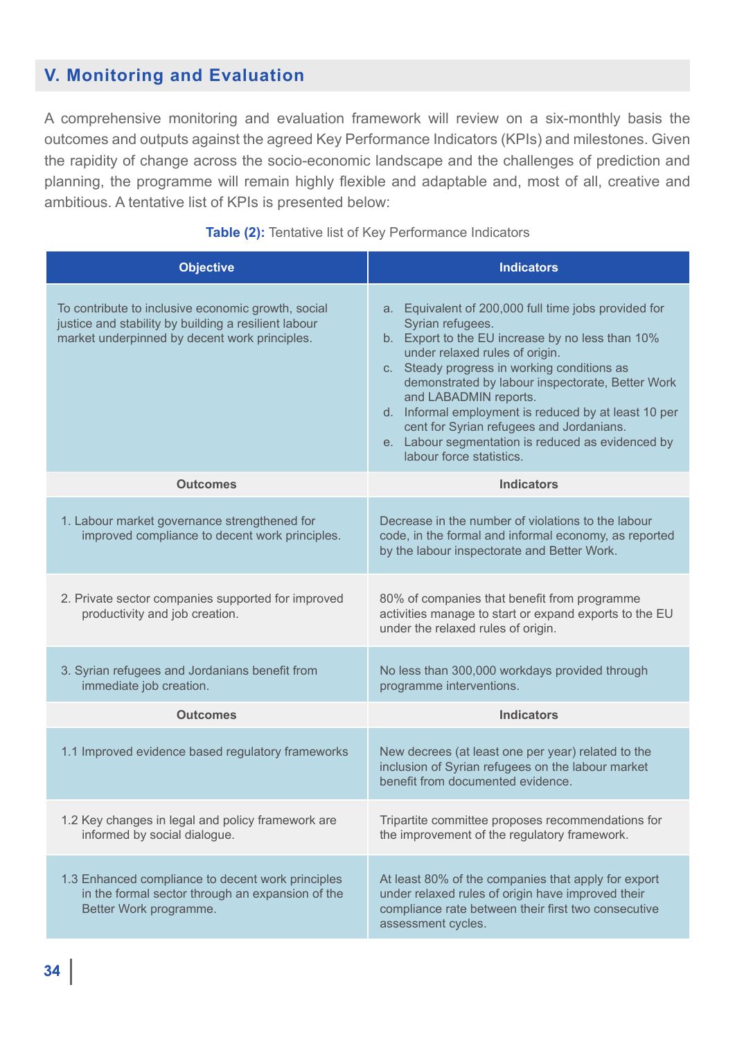## V. Monitoring and Evaluation

A comprehensive monitoring and evaluation framework will review on a six-monthly basis the outcomes and outputs against the agreed Key Performance Indicators (KPIs) and milestones. Given the rapidity of change across the socio-economic landscape and the challenges of prediction and planning, the programme will remain highly flexible and adaptable and, most of all, creative and ambitious. A tentative list of KPIs is presented below:

**Table (2):** Tentative list of Key Performance Indicators

| Objective | Indicators |
|---|---|
| To contribute to inclusive economic growth, social justice and stability by building a resilient labour market underpinned by decent work principles. | a. Equivalent of 200,000 full time jobs provided for Syrian refugees.<br>b. Export to the EU increase by no less than 10% under relaxed rules of origin.<br>c. Steady progress in working conditions as demonstrated by labour inspectorate, Better Work and LABADMIN reports.<br>d. Informal employment is reduced by at least 10 per cent for Syrian refugees and Jordanians.<br>e. Labour segmentation is reduced as evidenced by labour force statistics. |
| **Outcomes** | **Indicators** |
| 1. Labour market governance strengthened for improved compliance to decent work principles. | Decrease in the number of violations to the labour code, in the formal and informal economy, as reported by the labour inspectorate and Better Work. |
| 2. Private sector companies supported for improved productivity and job creation. | 80% of companies that benefit from programme activities manage to start or expand exports to the EU under the relaxed rules of origin. |
| 3. Syrian refugees and Jordanians benefit from immediate job creation. | No less than 300,000 workdays provided through programme interventions. |
| **Outcomes** | **Indicators** |
| 1.1 Improved evidence based regulatory frameworks | New decrees (at least one per year) related to the inclusion of Syrian refugees on the labour market benefit from documented evidence. |
| 1.2 Key changes in legal and policy framework are informed by social dialogue. | Tripartite committee proposes recommendations for the improvement of the regulatory framework. |
| 1.3 Enhanced compliance to decent work principles in the formal sector through an expansion of the Better Work programme. | At least 80% of the companies that apply for export under relaxed rules of origin have improved their compliance rate between their first two consecutive assessment cycles. |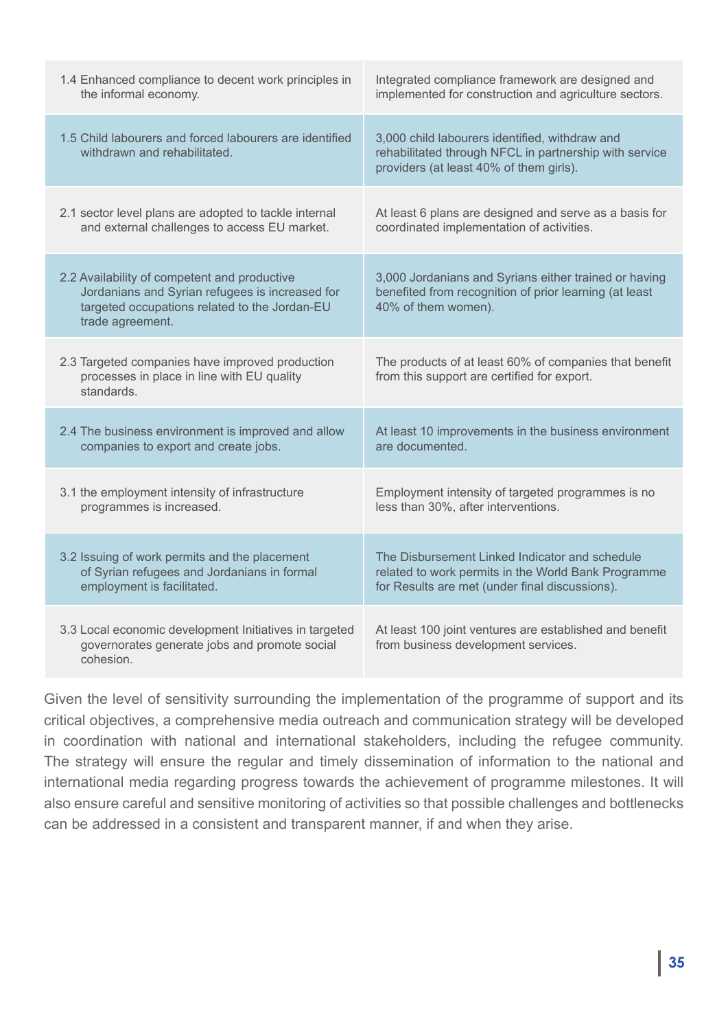| | |
|---|---|
| 1.4 Enhanced compliance to decent work principles in the informal economy. | Integrated compliance framework are designed and implemented for construction and agriculture sectors. |
| 1.5 Child labourers and forced labourers are identified withdrawn and rehabilitated. | 3,000 child labourers identified, withdraw and rehabilitated through NFCL in partnership with service providers (at least 40% of them girls). |
| 2.1 sector level plans are adopted to tackle internal and external challenges to access EU market. | At least 6 plans are designed and serve as a basis for coordinated implementation of activities. |
| 2.2 Availability of competent and productive Jordanians and Syrian refugees is increased for targeted occupations related to the Jordan-EU trade agreement. | 3,000 Jordanians and Syrians either trained or having benefited from recognition of prior learning (at least 40% of them women). |
| 2.3 Targeted companies have improved production processes in place in line with EU quality standards. | The products of at least 60% of companies that benefit from this support are certified for export. |
| 2.4 The business environment is improved and allow companies to export and create jobs. | At least 10 improvements in the business environment are documented. |
| 3.1 the employment intensity of infrastructure programmes is increased. | Employment intensity of targeted programmes is no less than 30%, after interventions. |
| 3.2 Issuing of work permits and the placement of Syrian refugees and Jordanians in formal employment is facilitated. | The Disbursement Linked Indicator and schedule related to work permits in the World Bank Programme for Results are met (under final discussions). |
| 3.3 Local economic development Initiatives in targeted governorates generate jobs and promote social cohesion. | At least 100 joint ventures are established and benefit from business development services. |

Given the level of sensitivity surrounding the implementation of the programme of support and its critical objectives, a comprehensive media outreach and communication strategy will be developed in coordination with national and international stakeholders, including the refugee community. The strategy will ensure the regular and timely dissemination of information to the national and international media regarding progress towards the achievement of programme milestones. It will also ensure careful and sensitive monitoring of activities so that possible challenges and bottlenecks can be addressed in a consistent and transparent manner, if and when they arise.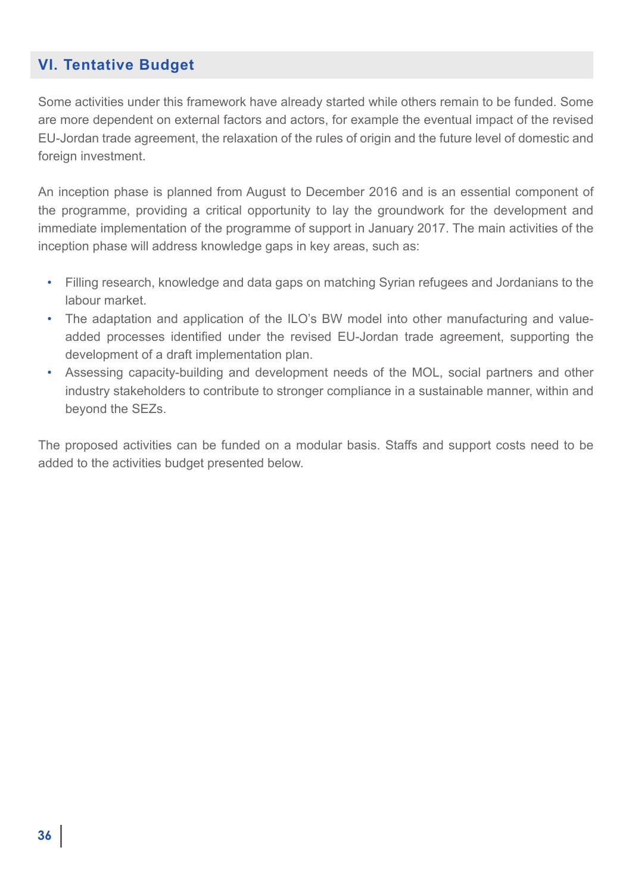## VI. Tentative Budget

Some activities under this framework have already started while others remain to be funded. Some are more dependent on external factors and actors, for example the eventual impact of the revised EU-Jordan trade agreement, the relaxation of the rules of origin and the future level of domestic and foreign investment.

An inception phase is planned from August to December 2016 and is an essential component of the programme, providing a critical opportunity to lay the groundwork for the development and immediate implementation of the programme of support in January 2017. The main activities of the inception phase will address knowledge gaps in key areas, such as:

- Filling research, knowledge and data gaps on matching Syrian refugees and Jordanians to the labour market.
- The adaptation and application of the ILO's BW model into other manufacturing and value-added processes identified under the revised EU-Jordan trade agreement, supporting the development of a draft implementation plan.
- Assessing capacity-building and development needs of the MOL, social partners and other industry stakeholders to contribute to stronger compliance in a sustainable manner, within and beyond the SEZs.

The proposed activities can be funded on a modular basis. Staffs and support costs need to be added to the activities budget presented below.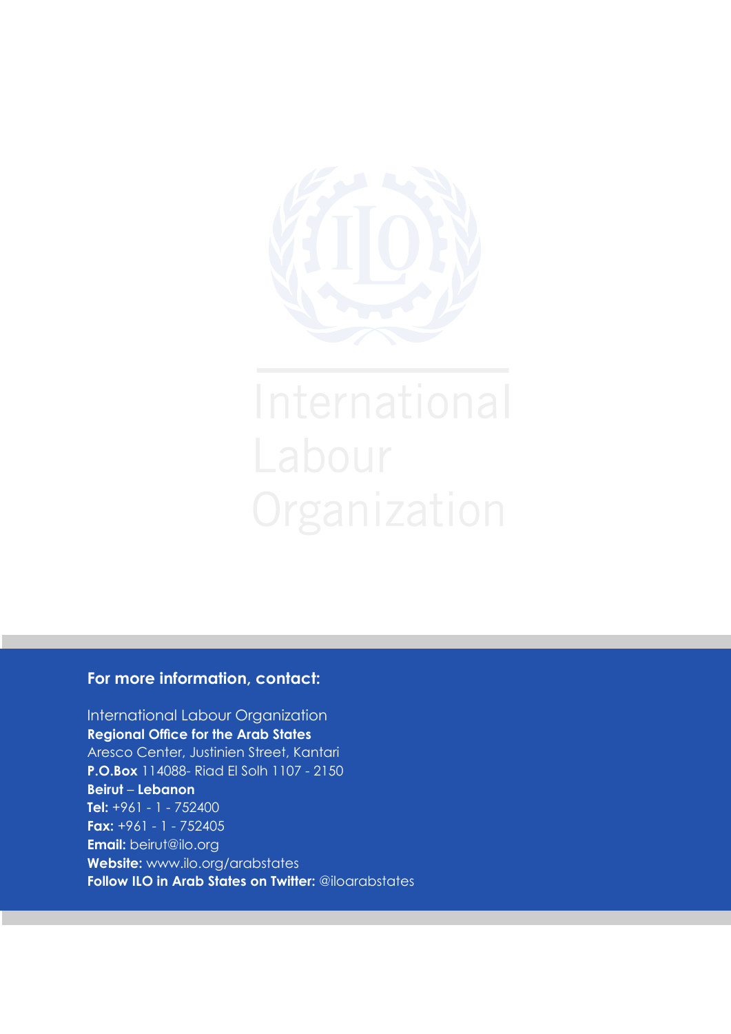International
Labour
Organization

**For more information, contact:**

International Labour Organization
**Regional Office for the Arab States**
Aresco Center, Justinien Street, Kantari
**P.O.Box** 114088- Riad El Solh 1107 - 2150
**Beirut – Lebanon**
**Tel:** +961 - 1 - 752400
**Fax:** +961 - 1 - 752405
**Email:** beirut@ilo.org
**Website:** www.ilo.org/arabstates
**Follow ILO in Arab States on Twitter:** @iloarabstates